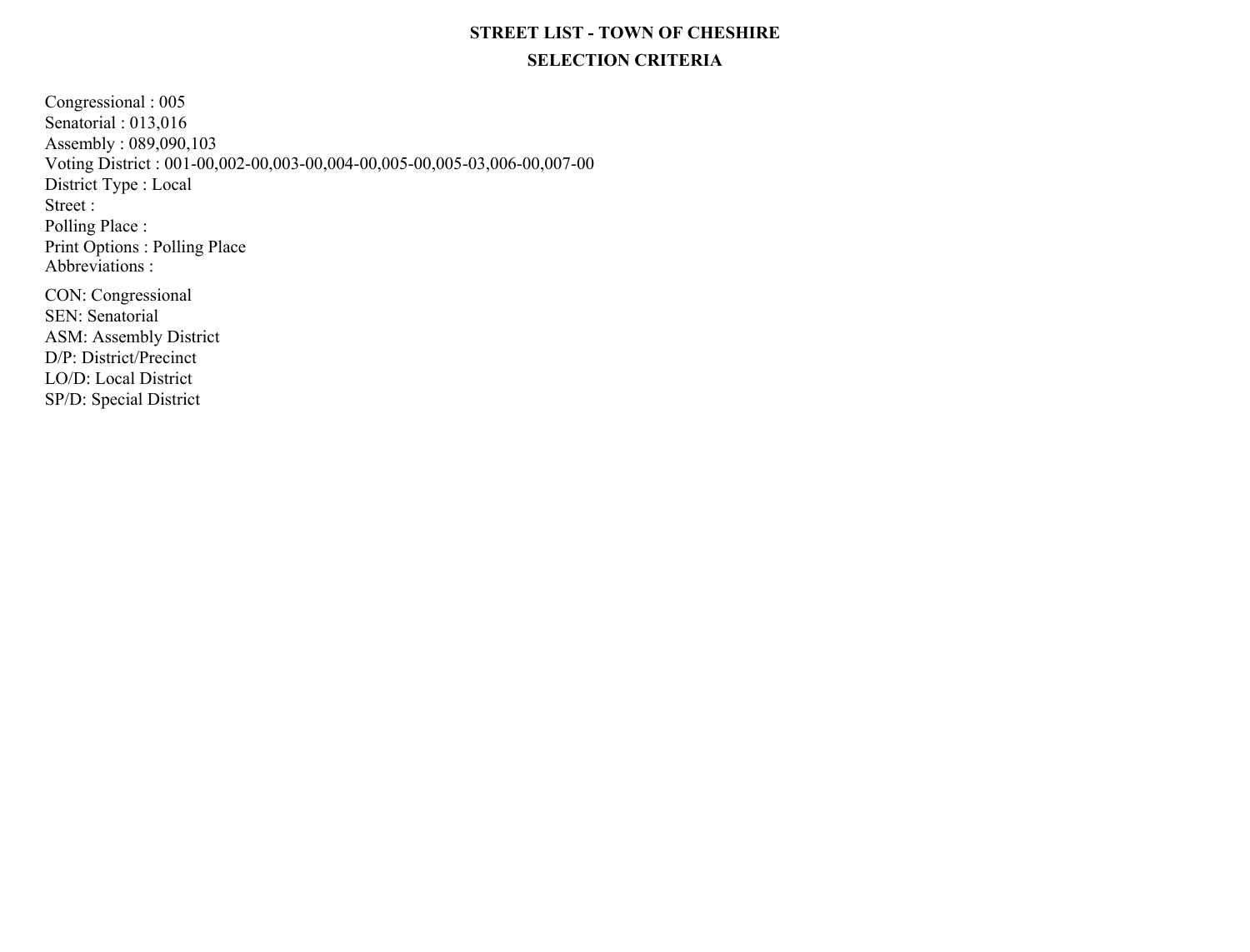# STREET LIST - TOWN OF CHESHIRE

## SELECTION CRITERIA

Congressional : 005
Senatorial : 013,016
Assembly : 089,090,103
Voting District : 001-00,002-00,003-00,004-00,005-00,005-03,006-00,007-00
District Type : Local
Street :
Polling Place :
Print Options : Polling Place
Abbreviations :

CON: Congressional
SEN: Senatorial
ASM: Assembly District
D/P: District/Precinct
LO/D: Local District
SP/D: Special District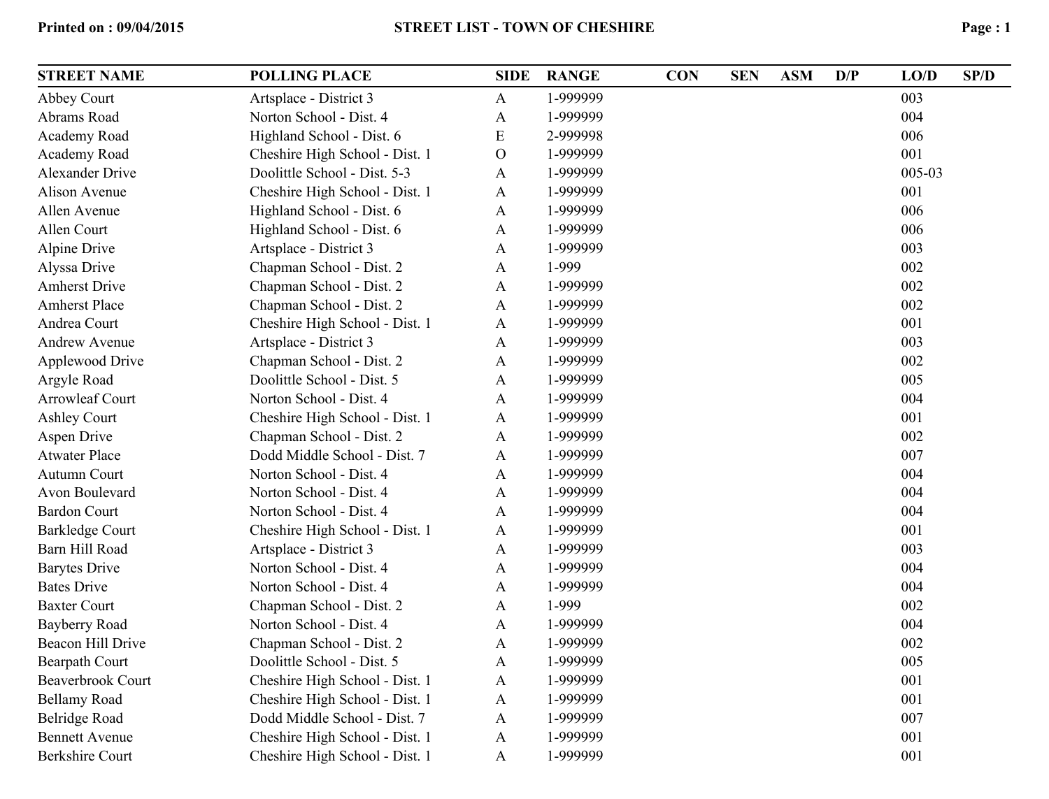# STREET LIST - TOWN OF CHESHIRE

Printed on : 09/04/2015

| STREET NAME | POLLING PLACE | SIDE | RANGE | CON | SEN | ASM | D/P | LO/D | SP/D |
|---|---|---|---|---|---|---|---|---|---|
| Abbey Court | Artsplace - District 3 | A | 1-999999 | | | | | 003 | |
| Abrams Road | Norton School - Dist. 4 | A | 1-999999 | | | | | 004 | |
| Academy Road | Highland School - Dist. 6 | E | 2-999998 | | | | | 006 | |
| Academy Road | Cheshire High School - Dist. 1 | O | 1-999999 | | | | | 001 | |
| Alexander Drive | Doolittle School - Dist. 5-3 | A | 1-999999 | | | | | 005-03 | |
| Alison Avenue | Cheshire High School - Dist. 1 | A | 1-999999 | | | | | 001 | |
| Allen Avenue | Highland School - Dist. 6 | A | 1-999999 | | | | | 006 | |
| Allen Court | Highland School - Dist. 6 | A | 1-999999 | | | | | 006 | |
| Alpine Drive | Artsplace - District 3 | A | 1-999999 | | | | | 003 | |
| Alyssa Drive | Chapman School - Dist. 2 | A | 1-999 | | | | | 002 | |
| Amherst Drive | Chapman School - Dist. 2 | A | 1-999999 | | | | | 002 | |
| Amherst Place | Chapman School - Dist. 2 | A | 1-999999 | | | | | 002 | |
| Andrea Court | Cheshire High School - Dist. 1 | A | 1-999999 | | | | | 001 | |
| Andrew Avenue | Artsplace - District 3 | A | 1-999999 | | | | | 003 | |
| Applewood Drive | Chapman School - Dist. 2 | A | 1-999999 | | | | | 002 | |
| Argyle Road | Doolittle School - Dist. 5 | A | 1-999999 | | | | | 005 | |
| Arrowleaf Court | Norton School - Dist. 4 | A | 1-999999 | | | | | 004 | |
| Ashley Court | Cheshire High School - Dist. 1 | A | 1-999999 | | | | | 001 | |
| Aspen Drive | Chapman School - Dist. 2 | A | 1-999999 | | | | | 002 | |
| Atwater Place | Dodd Middle School - Dist. 7 | A | 1-999999 | | | | | 007 | |
| Autumn Court | Norton School - Dist. 4 | A | 1-999999 | | | | | 004 | |
| Avon Boulevard | Norton School - Dist. 4 | A | 1-999999 | | | | | 004 | |
| Bardon Court | Norton School - Dist. 4 | A | 1-999999 | | | | | 004 | |
| Barkledge Court | Cheshire High School - Dist. 1 | A | 1-999999 | | | | | 001 | |
| Barn Hill Road | Artsplace - District 3 | A | 1-999999 | | | | | 003 | |
| Barytes Drive | Norton School - Dist. 4 | A | 1-999999 | | | | | 004 | |
| Bates Drive | Norton School - Dist. 4 | A | 1-999999 | | | | | 004 | |
| Baxter Court | Chapman School - Dist. 2 | A | 1-999 | | | | | 002 | |
| Bayberry Road | Norton School - Dist. 4 | A | 1-999999 | | | | | 004 | |
| Beacon Hill Drive | Chapman School - Dist. 2 | A | 1-999999 | | | | | 002 | |
| Bearpath Court | Doolittle School - Dist. 5 | A | 1-999999 | | | | | 005 | |
| Beaverbrook Court | Cheshire High School - Dist. 1 | A | 1-999999 | | | | | 001 | |
| Bellamy Road | Cheshire High School - Dist. 1 | A | 1-999999 | | | | | 001 | |
| Belridge Road | Dodd Middle School - Dist. 7 | A | 1-999999 | | | | | 007 | |
| Bennett Avenue | Cheshire High School - Dist. 1 | A | 1-999999 | | | | | 001 | |
| Berkshire Court | Cheshire High School - Dist. 1 | A | 1-999999 | | | | | 001 | |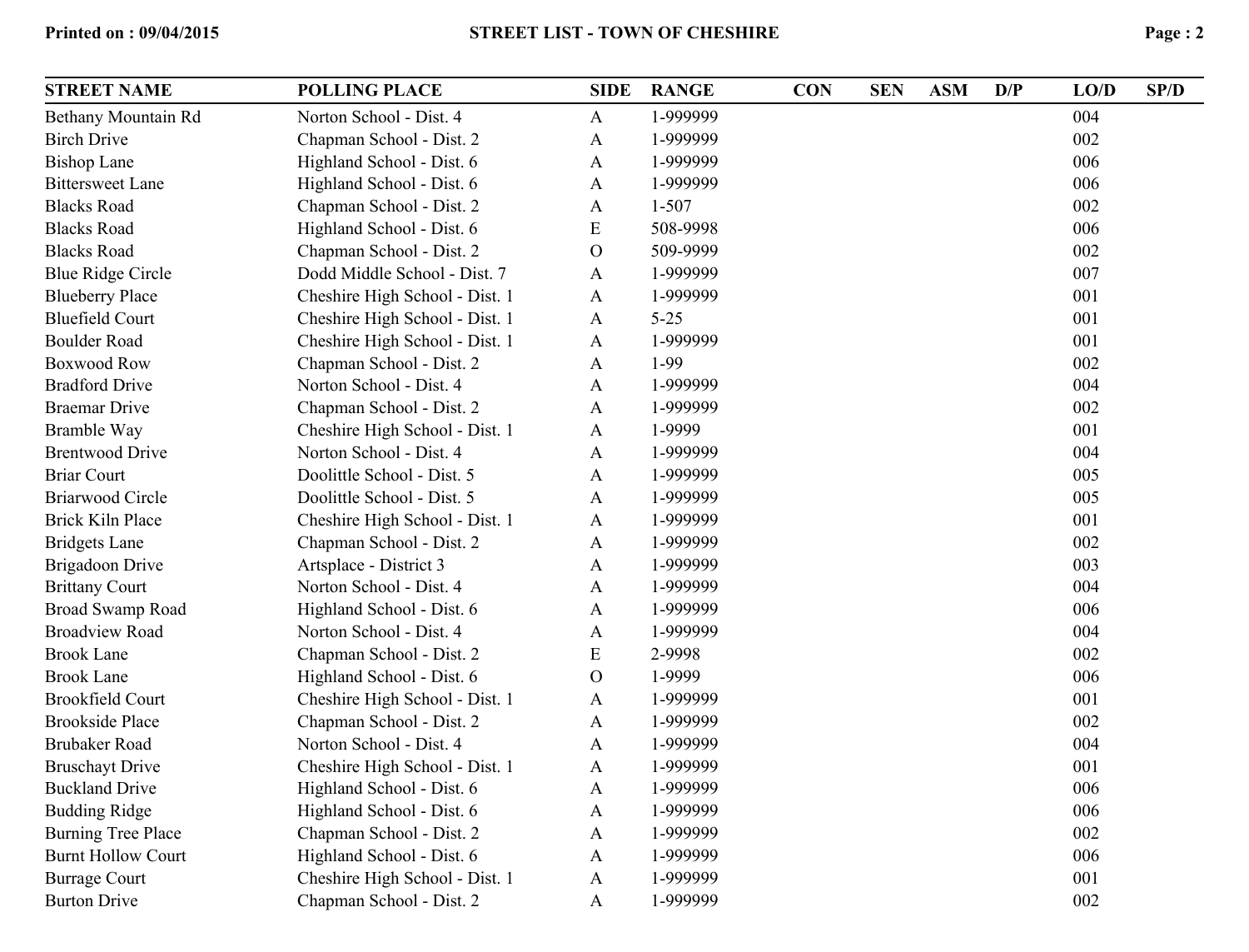| STREET NAME | POLLING PLACE | SIDE | RANGE | CON | SEN | ASM | D/P | LO/D | SP/D |
|---|---|---|---|---|---|---|---|---|---|
| Bethany Mountain Rd | Norton School - Dist. 4 | A | 1-999999 | | | | | 004 | |
| Birch Drive | Chapman School - Dist. 2 | A | 1-999999 | | | | | 002 | |
| Bishop Lane | Highland School - Dist. 6 | A | 1-999999 | | | | | 006 | |
| Bittersweet Lane | Highland School - Dist. 6 | A | 1-999999 | | | | | 006 | |
| Blacks Road | Chapman School - Dist. 2 | A | 1-507 | | | | | 002 | |
| Blacks Road | Highland School - Dist. 6 | E | 508-9998 | | | | | 006 | |
| Blacks Road | Chapman School - Dist. 2 | O | 509-9999 | | | | | 002 | |
| Blue Ridge Circle | Dodd Middle School - Dist. 7 | A | 1-999999 | | | | | 007 | |
| Blueberry Place | Cheshire High School - Dist. 1 | A | 1-999999 | | | | | 001 | |
| Bluefield Court | Cheshire High School - Dist. 1 | A | 5-25 | | | | | 001 | |
| Boulder Road | Cheshire High School - Dist. 1 | A | 1-999999 | | | | | 001 | |
| Boxwood Row | Chapman School - Dist. 2 | A | 1-99 | | | | | 002 | |
| Bradford Drive | Norton School - Dist. 4 | A | 1-999999 | | | | | 004 | |
| Braemar Drive | Chapman School - Dist. 2 | A | 1-999999 | | | | | 002 | |
| Bramble Way | Cheshire High School - Dist. 1 | A | 1-9999 | | | | | 001 | |
| Brentwood Drive | Norton School - Dist. 4 | A | 1-999999 | | | | | 004 | |
| Briar Court | Doolittle School - Dist. 5 | A | 1-999999 | | | | | 005 | |
| Briarwood Circle | Doolittle School - Dist. 5 | A | 1-999999 | | | | | 005 | |
| Brick Kiln Place | Cheshire High School - Dist. 1 | A | 1-999999 | | | | | 001 | |
| Bridgets Lane | Chapman School - Dist. 2 | A | 1-999999 | | | | | 002 | |
| Brigadoon Drive | Artsplace - District 3 | A | 1-999999 | | | | | 003 | |
| Brittany Court | Norton School - Dist. 4 | A | 1-999999 | | | | | 004 | |
| Broad Swamp Road | Highland School - Dist. 6 | A | 1-999999 | | | | | 006 | |
| Broadview Road | Norton School - Dist. 4 | A | 1-999999 | | | | | 004 | |
| Brook Lane | Chapman School - Dist. 2 | E | 2-9998 | | | | | 002 | |
| Brook Lane | Highland School - Dist. 6 | O | 1-9999 | | | | | 006 | |
| Brookfield Court | Cheshire High School - Dist. 1 | A | 1-999999 | | | | | 001 | |
| Brookside Place | Chapman School - Dist. 2 | A | 1-999999 | | | | | 002 | |
| Brubaker Road | Norton School - Dist. 4 | A | 1-999999 | | | | | 004 | |
| Bruschayt Drive | Cheshire High School - Dist. 1 | A | 1-999999 | | | | | 001 | |
| Buckland Drive | Highland School - Dist. 6 | A | 1-999999 | | | | | 006 | |
| Budding Ridge | Highland School - Dist. 6 | A | 1-999999 | | | | | 006 | |
| Burning Tree Place | Chapman School - Dist. 2 | A | 1-999999 | | | | | 002 | |
| Burnt Hollow Court | Highland School - Dist. 6 | A | 1-999999 | | | | | 006 | |
| Burrage Court | Cheshire High School - Dist. 1 | A | 1-999999 | | | | | 001 | |
| Burton Drive | Chapman School - Dist. 2 | A | 1-999999 | | | | | 002 | |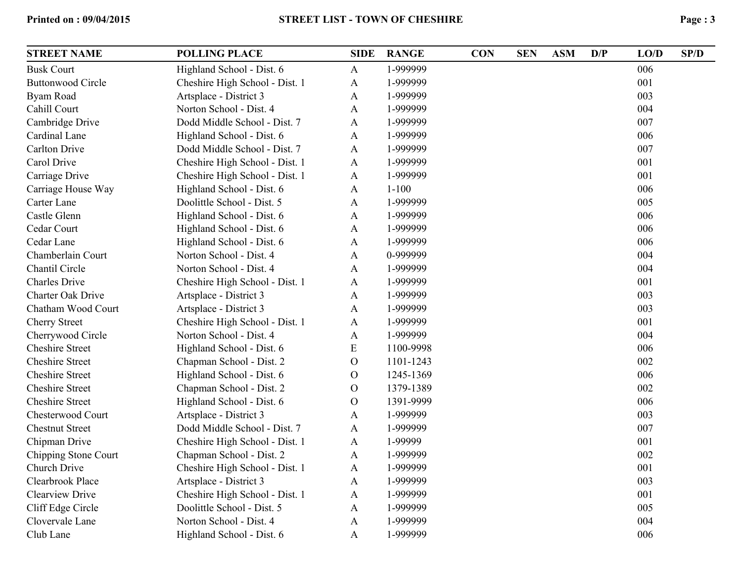| STREET NAME | POLLING PLACE | SIDE | RANGE | CON | SEN | ASM | D/P | LO/D | SP/D |
|---|---|---|---|---|---|---|---|---|---|
| Busk Court | Highland School - Dist. 6 | A | 1-999999 | | | | | 006 | |
| Buttonwood Circle | Cheshire High School - Dist. 1 | A | 1-999999 | | | | | 001 | |
| Byam Road | Artsplace - District 3 | A | 1-999999 | | | | | 003 | |
| Cahill Court | Norton School - Dist. 4 | A | 1-999999 | | | | | 004 | |
| Cambridge Drive | Dodd Middle School - Dist. 7 | A | 1-999999 | | | | | 007 | |
| Cardinal Lane | Highland School - Dist. 6 | A | 1-999999 | | | | | 006 | |
| Carlton Drive | Dodd Middle School - Dist. 7 | A | 1-999999 | | | | | 007 | |
| Carol Drive | Cheshire High School - Dist. 1 | A | 1-999999 | | | | | 001 | |
| Carriage Drive | Cheshire High School - Dist. 1 | A | 1-999999 | | | | | 001 | |
| Carriage House Way | Highland School - Dist. 6 | A | 1-100 | | | | | 006 | |
| Carter Lane | Doolittle School - Dist. 5 | A | 1-999999 | | | | | 005 | |
| Castle Glenn | Highland School - Dist. 6 | A | 1-999999 | | | | | 006 | |
| Cedar Court | Highland School - Dist. 6 | A | 1-999999 | | | | | 006 | |
| Cedar Lane | Highland School - Dist. 6 | A | 1-999999 | | | | | 006 | |
| Chamberlain Court | Norton School - Dist. 4 | A | 0-999999 | | | | | 004 | |
| Chantil Circle | Norton School - Dist. 4 | A | 1-999999 | | | | | 004 | |
| Charles Drive | Cheshire High School - Dist. 1 | A | 1-999999 | | | | | 001 | |
| Charter Oak Drive | Artsplace - District 3 | A | 1-999999 | | | | | 003 | |
| Chatham Wood Court | Artsplace - District 3 | A | 1-999999 | | | | | 003 | |
| Cherry Street | Cheshire High School - Dist. 1 | A | 1-999999 | | | | | 001 | |
| Cherrywood Circle | Norton School - Dist. 4 | A | 1-999999 | | | | | 004 | |
| Cheshire Street | Highland School - Dist. 6 | E | 1100-9998 | | | | | 006 | |
| Cheshire Street | Chapman School - Dist. 2 | O | 1101-1243 | | | | | 002 | |
| Cheshire Street | Highland School - Dist. 6 | O | 1245-1369 | | | | | 006 | |
| Cheshire Street | Chapman School - Dist. 2 | O | 1379-1389 | | | | | 002 | |
| Cheshire Street | Highland School - Dist. 6 | O | 1391-9999 | | | | | 006 | |
| Chesterwood Court | Artsplace - District 3 | A | 1-999999 | | | | | 003 | |
| Chestnut Street | Dodd Middle School - Dist. 7 | A | 1-999999 | | | | | 007 | |
| Chipman Drive | Cheshire High School - Dist. 1 | A | 1-99999 | | | | | 001 | |
| Chipping Stone Court | Chapman School - Dist. 2 | A | 1-999999 | | | | | 002 | |
| Church Drive | Cheshire High School - Dist. 1 | A | 1-999999 | | | | | 001 | |
| Clearbrook Place | Artsplace - District 3 | A | 1-999999 | | | | | 003 | |
| Clearview Drive | Cheshire High School - Dist. 1 | A | 1-999999 | | | | | 001 | |
| Cliff Edge Circle | Doolittle School - Dist. 5 | A | 1-999999 | | | | | 005 | |
| Clovervale Lane | Norton School - Dist. 4 | A | 1-999999 | | | | | 004 | |
| Club Lane | Highland School - Dist. 6 | A | 1-999999 | | | | | 006 | |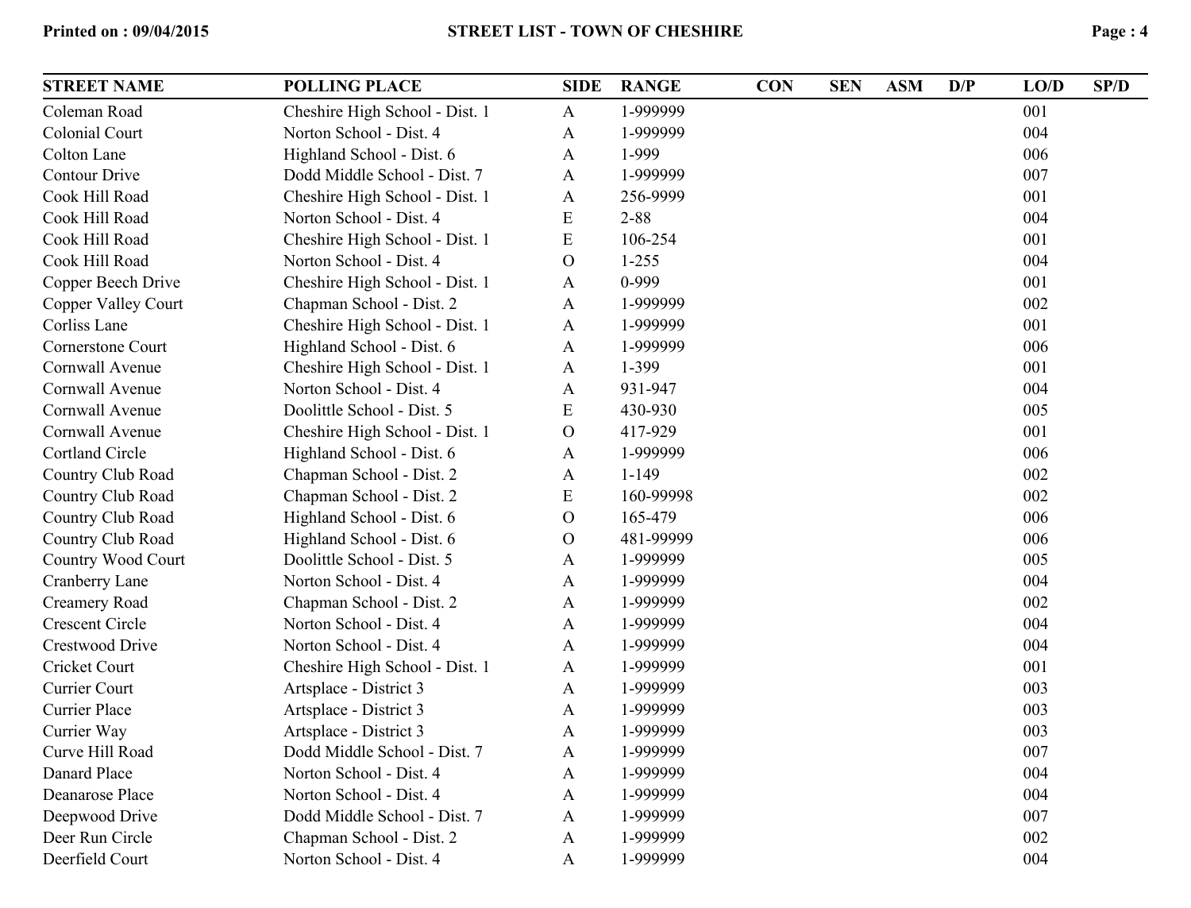| STREET NAME | POLLING PLACE | SIDE | RANGE | CON | SEN | ASM | D/P | LO/D | SP/D |
|---|---|---|---|---|---|---|---|---|---|
| Coleman Road | Cheshire High School - Dist. 1 | A | 1-999999 | | | | | 001 | |
| Colonial Court | Norton School - Dist. 4 | A | 1-999999 | | | | | 004 | |
| Colton Lane | Highland School - Dist. 6 | A | 1-999 | | | | | 006 | |
| Contour Drive | Dodd Middle School - Dist. 7 | A | 1-999999 | | | | | 007 | |
| Cook Hill Road | Cheshire High School - Dist. 1 | A | 256-9999 | | | | | 001 | |
| Cook Hill Road | Norton School - Dist. 4 | E | 2-88 | | | | | 004 | |
| Cook Hill Road | Cheshire High School - Dist. 1 | E | 106-254 | | | | | 001 | |
| Cook Hill Road | Norton School - Dist. 4 | O | 1-255 | | | | | 004 | |
| Copper Beech Drive | Cheshire High School - Dist. 1 | A | 0-999 | | | | | 001 | |
| Copper Valley Court | Chapman School - Dist. 2 | A | 1-999999 | | | | | 002 | |
| Corliss Lane | Cheshire High School - Dist. 1 | A | 1-999999 | | | | | 001 | |
| Cornerstone Court | Highland School - Dist. 6 | A | 1-999999 | | | | | 006 | |
| Cornwall Avenue | Cheshire High School - Dist. 1 | A | 1-399 | | | | | 001 | |
| Cornwall Avenue | Norton School - Dist. 4 | A | 931-947 | | | | | 004 | |
| Cornwall Avenue | Doolittle School - Dist. 5 | E | 430-930 | | | | | 005 | |
| Cornwall Avenue | Cheshire High School - Dist. 1 | O | 417-929 | | | | | 001 | |
| Cortland Circle | Highland School - Dist. 6 | A | 1-999999 | | | | | 006 | |
| Country Club Road | Chapman School - Dist. 2 | A | 1-149 | | | | | 002 | |
| Country Club Road | Chapman School - Dist. 2 | E | 160-99998 | | | | | 002 | |
| Country Club Road | Highland School - Dist. 6 | O | 165-479 | | | | | 006 | |
| Country Club Road | Highland School - Dist. 6 | O | 481-99999 | | | | | 006 | |
| Country Wood Court | Doolittle School - Dist. 5 | A | 1-999999 | | | | | 005 | |
| Cranberry Lane | Norton School - Dist. 4 | A | 1-999999 | | | | | 004 | |
| Creamery Road | Chapman School - Dist. 2 | A | 1-999999 | | | | | 002 | |
| Crescent Circle | Norton School - Dist. 4 | A | 1-999999 | | | | | 004 | |
| Crestwood Drive | Norton School - Dist. 4 | A | 1-999999 | | | | | 004 | |
| Cricket Court | Cheshire High School - Dist. 1 | A | 1-999999 | | | | | 001 | |
| Currier Court | Artsplace - District 3 | A | 1-999999 | | | | | 003 | |
| Currier Place | Artsplace - District 3 | A | 1-999999 | | | | | 003 | |
| Currier Way | Artsplace - District 3 | A | 1-999999 | | | | | 003 | |
| Curve Hill Road | Dodd Middle School - Dist. 7 | A | 1-999999 | | | | | 007 | |
| Danard Place | Norton School - Dist. 4 | A | 1-999999 | | | | | 004 | |
| Deanarose Place | Norton School - Dist. 4 | A | 1-999999 | | | | | 004 | |
| Deepwood Drive | Dodd Middle School - Dist. 7 | A | 1-999999 | | | | | 007 | |
| Deer Run Circle | Chapman School - Dist. 2 | A | 1-999999 | | | | | 002 | |
| Deerfield Court | Norton School - Dist. 4 | A | 1-999999 | | | | | 004 | |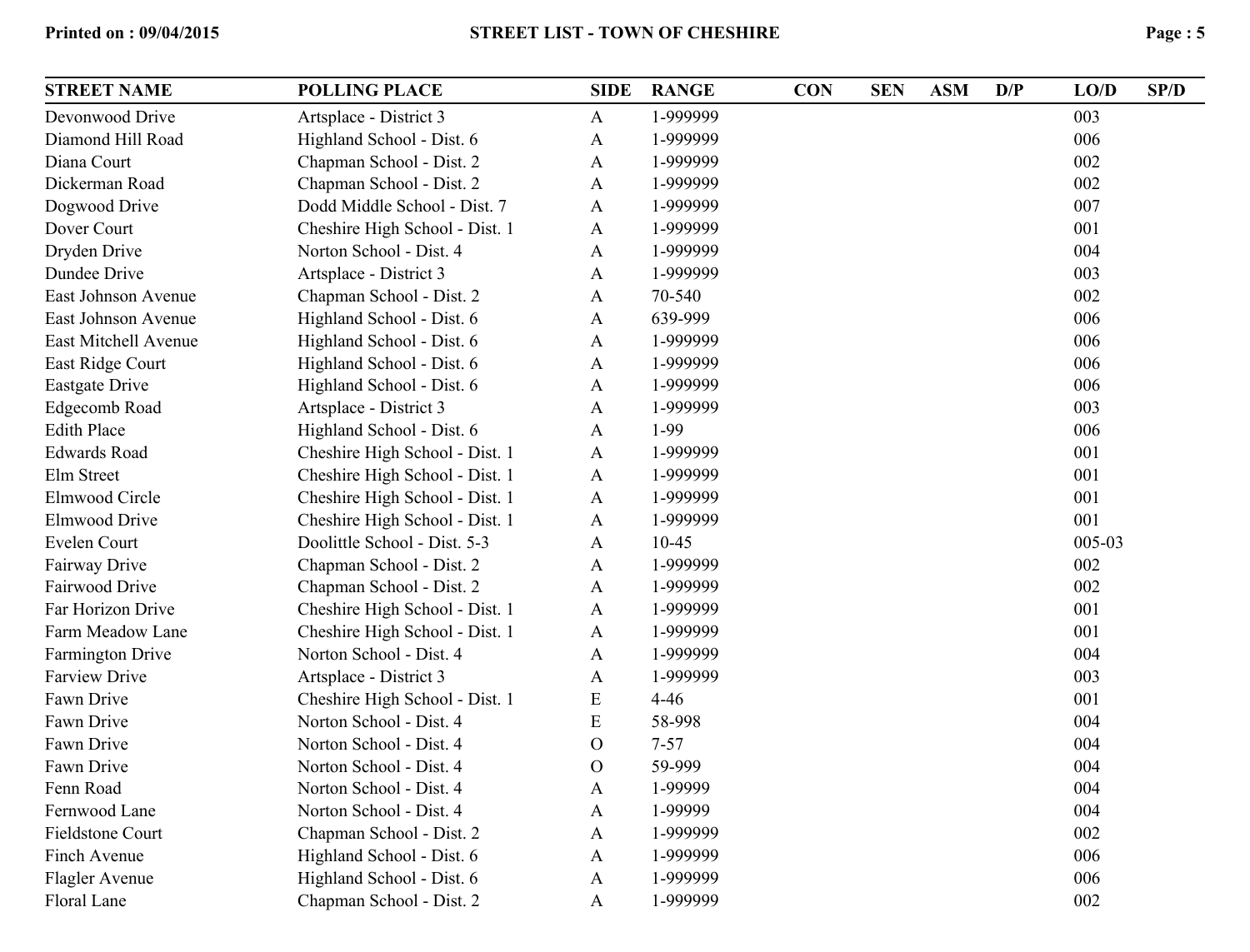| STREET NAME | POLLING PLACE | SIDE | RANGE | CON | SEN | ASM | D/P | LO/D | SP/D |
|---|---|---|---|---|---|---|---|---|---|
| Devonwood Drive | Artsplace - District 3 | A | 1-999999 | | | | | 003 | |
| Diamond Hill Road | Highland School - Dist. 6 | A | 1-999999 | | | | | 006 | |
| Diana Court | Chapman School - Dist. 2 | A | 1-999999 | | | | | 002 | |
| Dickerman Road | Chapman School - Dist. 2 | A | 1-999999 | | | | | 002 | |
| Dogwood Drive | Dodd Middle School - Dist. 7 | A | 1-999999 | | | | | 007 | |
| Dover Court | Cheshire High School - Dist. 1 | A | 1-999999 | | | | | 001 | |
| Dryden Drive | Norton School - Dist. 4 | A | 1-999999 | | | | | 004 | |
| Dundee Drive | Artsplace - District 3 | A | 1-999999 | | | | | 003 | |
| East Johnson Avenue | Chapman School - Dist. 2 | A | 70-540 | | | | | 002 | |
| East Johnson Avenue | Highland School - Dist. 6 | A | 639-999 | | | | | 006 | |
| East Mitchell Avenue | Highland School - Dist. 6 | A | 1-999999 | | | | | 006 | |
| East Ridge Court | Highland School - Dist. 6 | A | 1-999999 | | | | | 006 | |
| Eastgate Drive | Highland School - Dist. 6 | A | 1-999999 | | | | | 006 | |
| Edgecomb Road | Artsplace - District 3 | A | 1-999999 | | | | | 003 | |
| Edith Place | Highland School - Dist. 6 | A | 1-99 | | | | | 006 | |
| Edwards Road | Cheshire High School - Dist. 1 | A | 1-999999 | | | | | 001 | |
| Elm Street | Cheshire High School - Dist. 1 | A | 1-999999 | | | | | 001 | |
| Elmwood Circle | Cheshire High School - Dist. 1 | A | 1-999999 | | | | | 001 | |
| Elmwood Drive | Cheshire High School - Dist. 1 | A | 1-999999 | | | | | 001 | |
| Evelen Court | Doolittle School - Dist. 5-3 | A | 10-45 | | | | | 005-03 | |
| Fairway Drive | Chapman School - Dist. 2 | A | 1-999999 | | | | | 002 | |
| Fairwood Drive | Chapman School - Dist. 2 | A | 1-999999 | | | | | 002 | |
| Far Horizon Drive | Cheshire High School - Dist. 1 | A | 1-999999 | | | | | 001 | |
| Farm Meadow Lane | Cheshire High School - Dist. 1 | A | 1-999999 | | | | | 001 | |
| Farmington Drive | Norton School - Dist. 4 | A | 1-999999 | | | | | 004 | |
| Farview Drive | Artsplace - District 3 | A | 1-999999 | | | | | 003 | |
| Fawn Drive | Cheshire High School - Dist. 1 | E | 4-46 | | | | | 001 | |
| Fawn Drive | Norton School - Dist. 4 | E | 58-998 | | | | | 004 | |
| Fawn Drive | Norton School - Dist. 4 | O | 7-57 | | | | | 004 | |
| Fawn Drive | Norton School - Dist. 4 | O | 59-999 | | | | | 004 | |
| Fenn Road | Norton School - Dist. 4 | A | 1-99999 | | | | | 004 | |
| Fernwood Lane | Norton School - Dist. 4 | A | 1-99999 | | | | | 004 | |
| Fieldstone Court | Chapman School - Dist. 2 | A | 1-999999 | | | | | 002 | |
| Finch Avenue | Highland School - Dist. 6 | A | 1-999999 | | | | | 006 | |
| Flagler Avenue | Highland School - Dist. 6 | A | 1-999999 | | | | | 006 | |
| Floral Lane | Chapman School - Dist. 2 | A | 1-999999 | | | | | 002 | |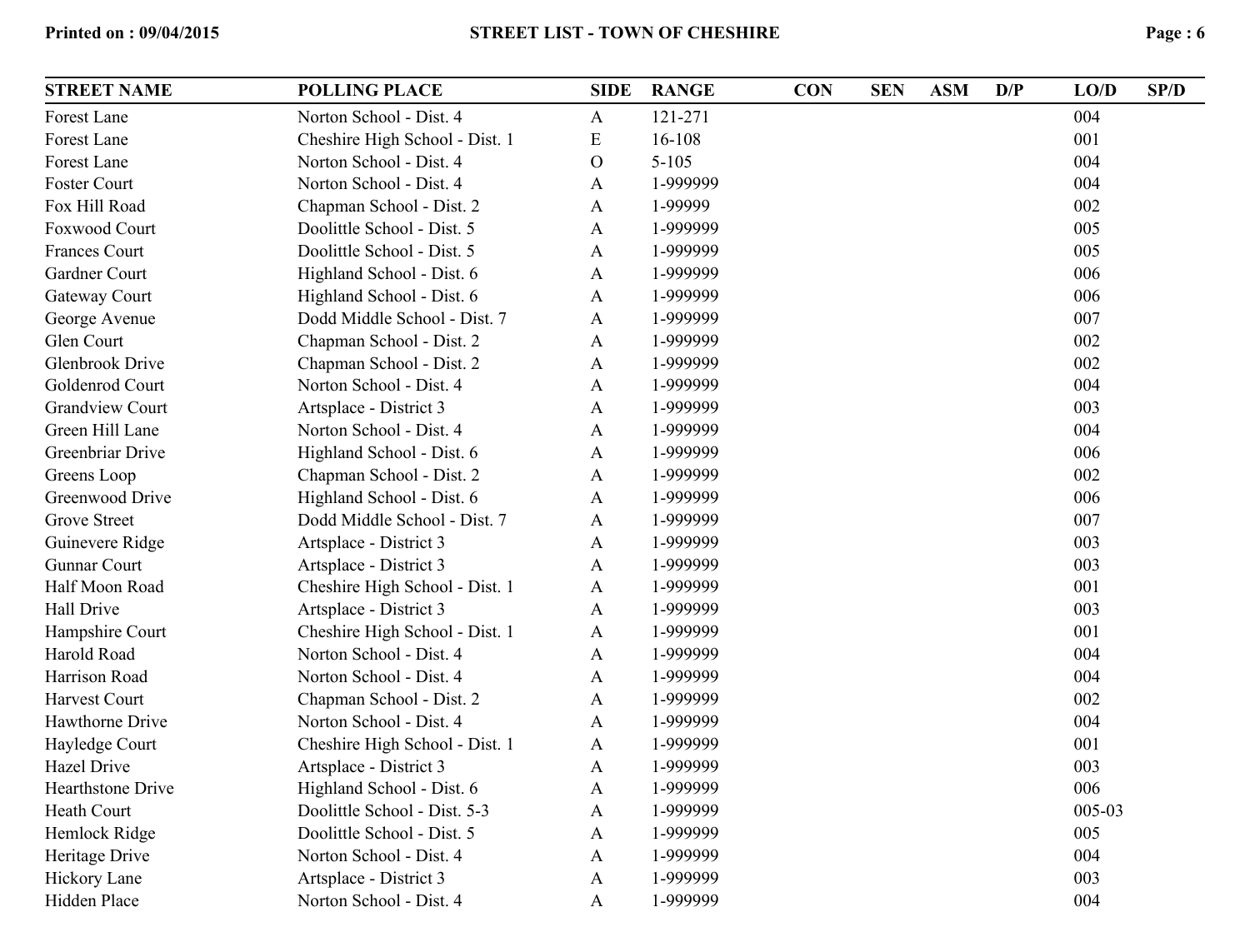| STREET NAME | POLLING PLACE | SIDE | RANGE | CON | SEN | ASM | D/P | LO/D | SP/D |
|---|---|---|---|---|---|---|---|---|---|
| Forest Lane | Norton School - Dist. 4 | A | 121-271 | | | | | 004 | |
| Forest Lane | Cheshire High School - Dist. 1 | E | 16-108 | | | | | 001 | |
| Forest Lane | Norton School - Dist. 4 | O | 5-105 | | | | | 004 | |
| Foster Court | Norton School - Dist. 4 | A | 1-999999 | | | | | 004 | |
| Fox Hill Road | Chapman School - Dist. 2 | A | 1-99999 | | | | | 002 | |
| Foxwood Court | Doolittle School - Dist. 5 | A | 1-999999 | | | | | 005 | |
| Frances Court | Doolittle School - Dist. 5 | A | 1-999999 | | | | | 005 | |
| Gardner Court | Highland School - Dist. 6 | A | 1-999999 | | | | | 006 | |
| Gateway Court | Highland School - Dist. 6 | A | 1-999999 | | | | | 006 | |
| George Avenue | Dodd Middle School - Dist. 7 | A | 1-999999 | | | | | 007 | |
| Glen Court | Chapman School - Dist. 2 | A | 1-999999 | | | | | 002 | |
| Glenbrook Drive | Chapman School - Dist. 2 | A | 1-999999 | | | | | 002 | |
| Goldenrod Court | Norton School - Dist. 4 | A | 1-999999 | | | | | 004 | |
| Grandview Court | Artsplace - District 3 | A | 1-999999 | | | | | 003 | |
| Green Hill Lane | Norton School - Dist. 4 | A | 1-999999 | | | | | 004 | |
| Greenbriar Drive | Highland School - Dist. 6 | A | 1-999999 | | | | | 006 | |
| Greens Loop | Chapman School - Dist. 2 | A | 1-999999 | | | | | 002 | |
| Greenwood Drive | Highland School - Dist. 6 | A | 1-999999 | | | | | 006 | |
| Grove Street | Dodd Middle School - Dist. 7 | A | 1-999999 | | | | | 007 | |
| Guinevere Ridge | Artsplace - District 3 | A | 1-999999 | | | | | 003 | |
| Gunnar Court | Artsplace - District 3 | A | 1-999999 | | | | | 003 | |
| Half Moon Road | Cheshire High School - Dist. 1 | A | 1-999999 | | | | | 001 | |
| Hall Drive | Artsplace - District 3 | A | 1-999999 | | | | | 003 | |
| Hampshire Court | Cheshire High School - Dist. 1 | A | 1-999999 | | | | | 001 | |
| Harold Road | Norton School - Dist. 4 | A | 1-999999 | | | | | 004 | |
| Harrison Road | Norton School - Dist. 4 | A | 1-999999 | | | | | 004 | |
| Harvest Court | Chapman School - Dist. 2 | A | 1-999999 | | | | | 002 | |
| Hawthorne Drive | Norton School - Dist. 4 | A | 1-999999 | | | | | 004 | |
| Hayledge Court | Cheshire High School - Dist. 1 | A | 1-999999 | | | | | 001 | |
| Hazel Drive | Artsplace - District 3 | A | 1-999999 | | | | | 003 | |
| Hearthstone Drive | Highland School - Dist. 6 | A | 1-999999 | | | | | 006 | |
| Heath Court | Doolittle School - Dist. 5-3 | A | 1-999999 | | | | | 005-03 | |
| Hemlock Ridge | Doolittle School - Dist. 5 | A | 1-999999 | | | | | 005 | |
| Heritage Drive | Norton School - Dist. 4 | A | 1-999999 | | | | | 004 | |
| Hickory Lane | Artsplace - District 3 | A | 1-999999 | | | | | 003 | |
| Hidden Place | Norton School - Dist. 4 | A | 1-999999 | | | | | 004 | |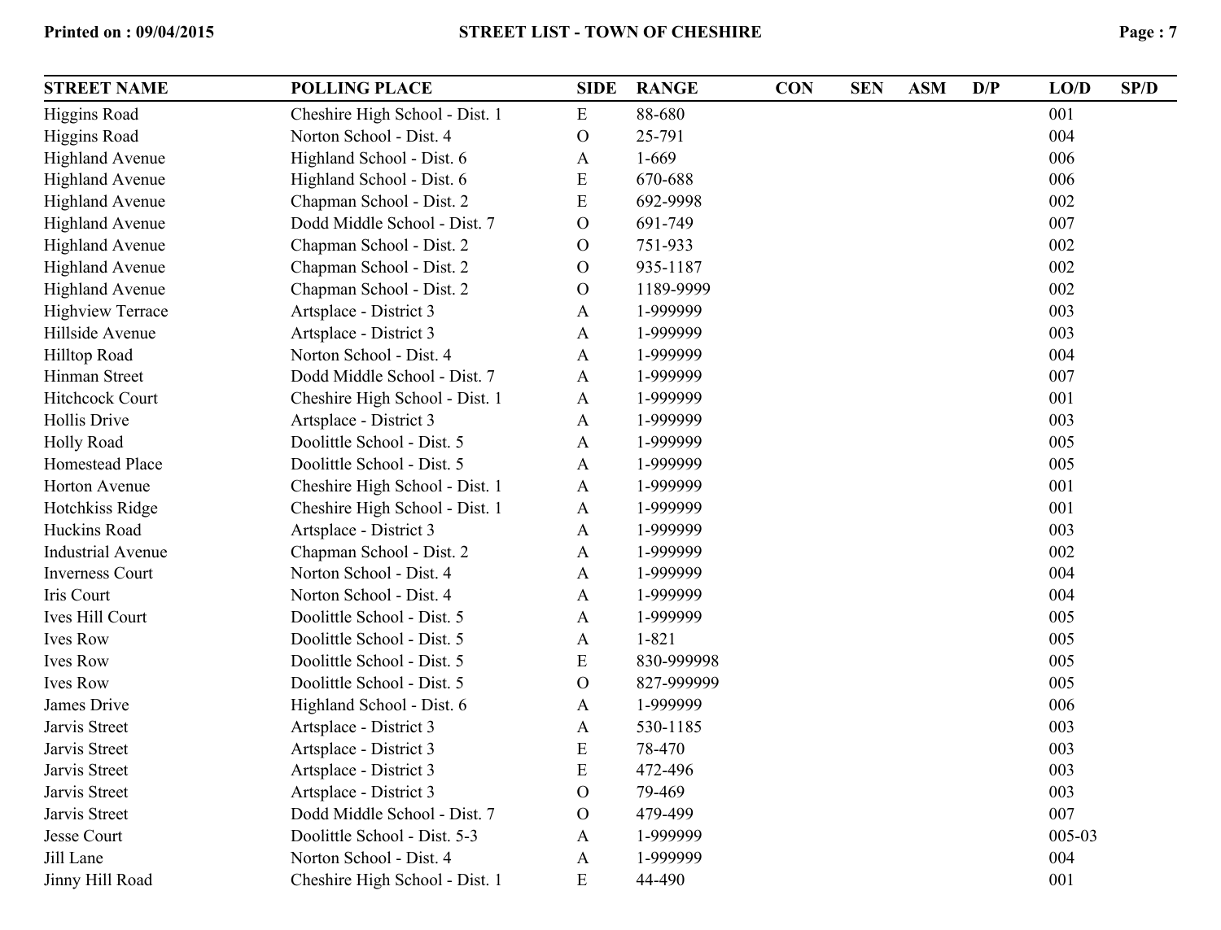| STREET NAME | POLLING PLACE | SIDE | RANGE | CON | SEN | ASM | D/P | LO/D | SP/D |
|---|---|---|---|---|---|---|---|---|---|
| Higgins Road | Cheshire High School - Dist. 1 | E | 88-680 | | | | | 001 | |
| Higgins Road | Norton School - Dist. 4 | O | 25-791 | | | | | 004 | |
| Highland Avenue | Highland School - Dist. 6 | A | 1-669 | | | | | 006 | |
| Highland Avenue | Highland School - Dist. 6 | E | 670-688 | | | | | 006 | |
| Highland Avenue | Chapman School - Dist. 2 | E | 692-9998 | | | | | 002 | |
| Highland Avenue | Dodd Middle School - Dist. 7 | O | 691-749 | | | | | 007 | |
| Highland Avenue | Chapman School - Dist. 2 | O | 751-933 | | | | | 002 | |
| Highland Avenue | Chapman School - Dist. 2 | O | 935-1187 | | | | | 002 | |
| Highland Avenue | Chapman School - Dist. 2 | O | 1189-9999 | | | | | 002 | |
| Highview Terrace | Artsplace - District 3 | A | 1-999999 | | | | | 003 | |
| Hillside Avenue | Artsplace - District 3 | A | 1-999999 | | | | | 003 | |
| Hilltop Road | Norton School - Dist. 4 | A | 1-999999 | | | | | 004 | |
| Hinman Street | Dodd Middle School - Dist. 7 | A | 1-999999 | | | | | 007 | |
| Hitchcock Court | Cheshire High School - Dist. 1 | A | 1-999999 | | | | | 001 | |
| Hollis Drive | Artsplace - District 3 | A | 1-999999 | | | | | 003 | |
| Holly Road | Doolittle School - Dist. 5 | A | 1-999999 | | | | | 005 | |
| Homestead Place | Doolittle School - Dist. 5 | A | 1-999999 | | | | | 005 | |
| Horton Avenue | Cheshire High School - Dist. 1 | A | 1-999999 | | | | | 001 | |
| Hotchkiss Ridge | Cheshire High School - Dist. 1 | A | 1-999999 | | | | | 001 | |
| Huckins Road | Artsplace - District 3 | A | 1-999999 | | | | | 003 | |
| Industrial Avenue | Chapman School - Dist. 2 | A | 1-999999 | | | | | 002 | |
| Inverness Court | Norton School - Dist. 4 | A | 1-999999 | | | | | 004 | |
| Iris Court | Norton School - Dist. 4 | A | 1-999999 | | | | | 004 | |
| Ives Hill Court | Doolittle School - Dist. 5 | A | 1-999999 | | | | | 005 | |
| Ives Row | Doolittle School - Dist. 5 | A | 1-821 | | | | | 005 | |
| Ives Row | Doolittle School - Dist. 5 | E | 830-999998 | | | | | 005 | |
| Ives Row | Doolittle School - Dist. 5 | O | 827-999999 | | | | | 005 | |
| James Drive | Highland School - Dist. 6 | A | 1-999999 | | | | | 006 | |
| Jarvis Street | Artsplace - District 3 | A | 530-1185 | | | | | 003 | |
| Jarvis Street | Artsplace - District 3 | E | 78-470 | | | | | 003 | |
| Jarvis Street | Artsplace - District 3 | E | 472-496 | | | | | 003 | |
| Jarvis Street | Artsplace - District 3 | O | 79-469 | | | | | 003 | |
| Jarvis Street | Dodd Middle School - Dist. 7 | O | 479-499 | | | | | 007 | |
| Jesse Court | Doolittle School - Dist. 5-3 | A | 1-999999 | | | | | 005-03 | |
| Jill Lane | Norton School - Dist. 4 | A | 1-999999 | | | | | 004 | |
| Jinny Hill Road | Cheshire High School - Dist. 1 | E | 44-490 | | | | | 001 | |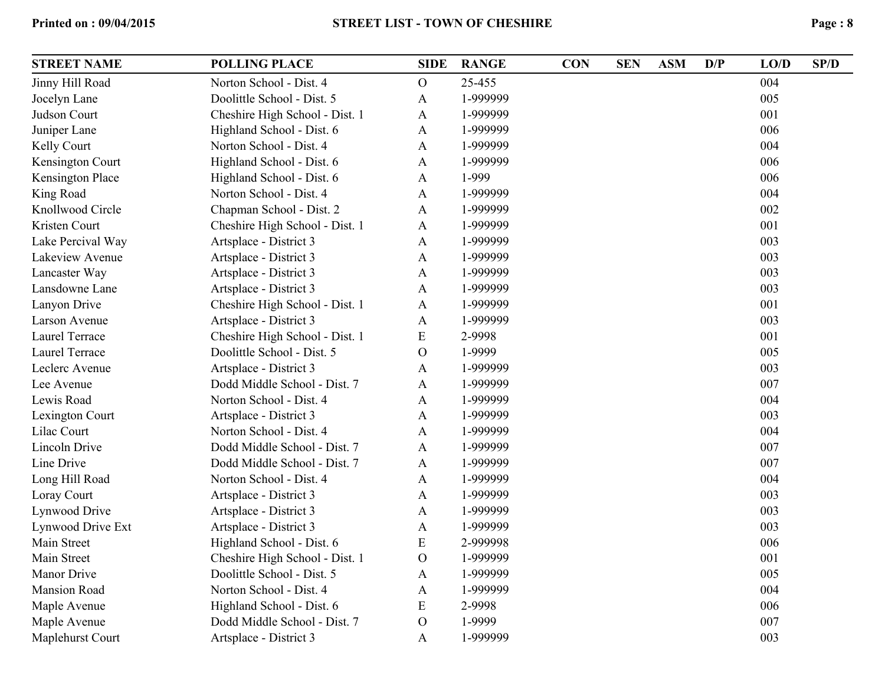| STREET NAME | POLLING PLACE | SIDE | RANGE | CON | SEN | ASM | D/P | LO/D | SP/D |
|---|---|---|---|---|---|---|---|---|---|
| Jinny Hill Road | Norton School - Dist. 4 | O | 25-455 | | | | | 004 | |
| Jocelyn Lane | Doolittle School - Dist. 5 | A | 1-999999 | | | | | 005 | |
| Judson Court | Cheshire High School - Dist. 1 | A | 1-999999 | | | | | 001 | |
| Juniper Lane | Highland School - Dist. 6 | A | 1-999999 | | | | | 006 | |
| Kelly Court | Norton School - Dist. 4 | A | 1-999999 | | | | | 004 | |
| Kensington Court | Highland School - Dist. 6 | A | 1-999999 | | | | | 006 | |
| Kensington Place | Highland School - Dist. 6 | A | 1-999 | | | | | 006 | |
| King Road | Norton School - Dist. 4 | A | 1-999999 | | | | | 004 | |
| Knollwood Circle | Chapman School - Dist. 2 | A | 1-999999 | | | | | 002 | |
| Kristen Court | Cheshire High School - Dist. 1 | A | 1-999999 | | | | | 001 | |
| Lake Percival Way | Artsplace - District 3 | A | 1-999999 | | | | | 003 | |
| Lakeview Avenue | Artsplace - District 3 | A | 1-999999 | | | | | 003 | |
| Lancaster Way | Artsplace - District 3 | A | 1-999999 | | | | | 003 | |
| Lansdowne Lane | Artsplace - District 3 | A | 1-999999 | | | | | 003 | |
| Lanyon Drive | Cheshire High School - Dist. 1 | A | 1-999999 | | | | | 001 | |
| Larson Avenue | Artsplace - District 3 | A | 1-999999 | | | | | 003 | |
| Laurel Terrace | Cheshire High School - Dist. 1 | E | 2-9998 | | | | | 001 | |
| Laurel Terrace | Doolittle School - Dist. 5 | O | 1-9999 | | | | | 005 | |
| Leclerc Avenue | Artsplace - District 3 | A | 1-999999 | | | | | 003 | |
| Lee Avenue | Dodd Middle School - Dist. 7 | A | 1-999999 | | | | | 007 | |
| Lewis Road | Norton School - Dist. 4 | A | 1-999999 | | | | | 004 | |
| Lexington Court | Artsplace - District 3 | A | 1-999999 | | | | | 003 | |
| Lilac Court | Norton School - Dist. 4 | A | 1-999999 | | | | | 004 | |
| Lincoln Drive | Dodd Middle School - Dist. 7 | A | 1-999999 | | | | | 007 | |
| Line Drive | Dodd Middle School - Dist. 7 | A | 1-999999 | | | | | 007 | |
| Long Hill Road | Norton School - Dist. 4 | A | 1-999999 | | | | | 004 | |
| Loray Court | Artsplace - District 3 | A | 1-999999 | | | | | 003 | |
| Lynwood Drive | Artsplace - District 3 | A | 1-999999 | | | | | 003 | |
| Lynwood Drive Ext | Artsplace - District 3 | A | 1-999999 | | | | | 003 | |
| Main Street | Highland School - Dist. 6 | E | 2-999998 | | | | | 006 | |
| Main Street | Cheshire High School - Dist. 1 | O | 1-999999 | | | | | 001 | |
| Manor Drive | Doolittle School - Dist. 5 | A | 1-999999 | | | | | 005 | |
| Mansion Road | Norton School - Dist. 4 | A | 1-999999 | | | | | 004 | |
| Maple Avenue | Highland School - Dist. 6 | E | 2-9998 | | | | | 006 | |
| Maple Avenue | Dodd Middle School - Dist. 7 | O | 1-9999 | | | | | 007 | |
| Maplehurst Court | Artsplace - District 3 | A | 1-999999 | | | | | 003 | |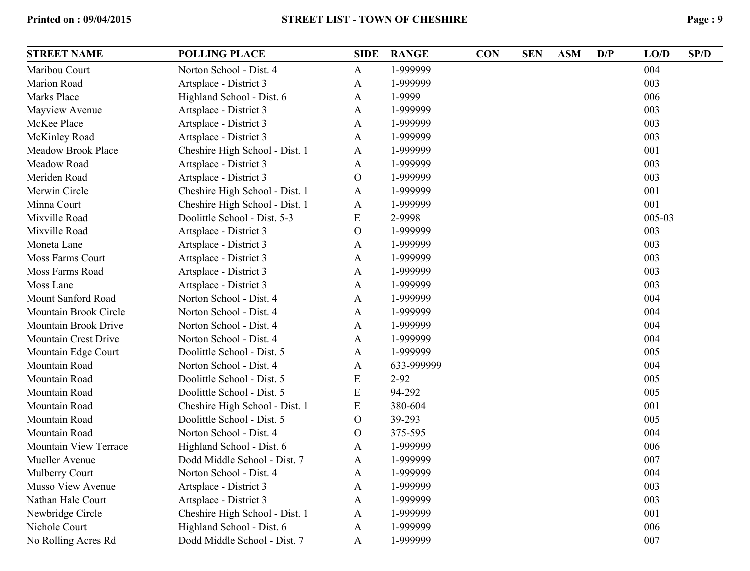| STREET NAME | POLLING PLACE | SIDE | RANGE | CON | SEN | ASM | D/P | LO/D | SP/D |
|---|---|---|---|---|---|---|---|---|---|
| Maribou Court | Norton School - Dist. 4 | A | 1-999999 | | | | | 004 | |
| Marion Road | Artsplace - District 3 | A | 1-999999 | | | | | 003 | |
| Marks Place | Highland School - Dist. 6 | A | 1-9999 | | | | | 006 | |
| Mayview Avenue | Artsplace - District 3 | A | 1-999999 | | | | | 003 | |
| McKee Place | Artsplace - District 3 | A | 1-999999 | | | | | 003 | |
| McKinley Road | Artsplace - District 3 | A | 1-999999 | | | | | 003 | |
| Meadow Brook Place | Cheshire High School - Dist. 1 | A | 1-999999 | | | | | 001 | |
| Meadow Road | Artsplace - District 3 | A | 1-999999 | | | | | 003 | |
| Meriden Road | Artsplace - District 3 | O | 1-999999 | | | | | 003 | |
| Merwin Circle | Cheshire High School - Dist. 1 | A | 1-999999 | | | | | 001 | |
| Minna Court | Cheshire High School - Dist. 1 | A | 1-999999 | | | | | 001 | |
| Mixville Road | Doolittle School - Dist. 5-3 | E | 2-9998 | | | | | 005-03 | |
| Mixville Road | Artsplace - District 3 | O | 1-999999 | | | | | 003 | |
| Moneta Lane | Artsplace - District 3 | A | 1-999999 | | | | | 003 | |
| Moss Farms Court | Artsplace - District 3 | A | 1-999999 | | | | | 003 | |
| Moss Farms Road | Artsplace - District 3 | A | 1-999999 | | | | | 003 | |
| Moss Lane | Artsplace - District 3 | A | 1-999999 | | | | | 003 | |
| Mount Sanford Road | Norton School - Dist. 4 | A | 1-999999 | | | | | 004 | |
| Mountain Brook Circle | Norton School - Dist. 4 | A | 1-999999 | | | | | 004 | |
| Mountain Brook Drive | Norton School - Dist. 4 | A | 1-999999 | | | | | 004 | |
| Mountain Crest Drive | Norton School - Dist. 4 | A | 1-999999 | | | | | 004 | |
| Mountain Edge Court | Doolittle School - Dist. 5 | A | 1-999999 | | | | | 005 | |
| Mountain Road | Norton School - Dist. 4 | A | 633-999999 | | | | | 004 | |
| Mountain Road | Doolittle School - Dist. 5 | E | 2-92 | | | | | 005 | |
| Mountain Road | Doolittle School - Dist. 5 | E | 94-292 | | | | | 005 | |
| Mountain Road | Cheshire High School - Dist. 1 | E | 380-604 | | | | | 001 | |
| Mountain Road | Doolittle School - Dist. 5 | O | 39-293 | | | | | 005 | |
| Mountain Road | Norton School - Dist. 4 | O | 375-595 | | | | | 004 | |
| Mountain View Terrace | Highland School - Dist. 6 | A | 1-999999 | | | | | 006 | |
| Mueller Avenue | Dodd Middle School - Dist. 7 | A | 1-999999 | | | | | 007 | |
| Mulberry Court | Norton School - Dist. 4 | A | 1-999999 | | | | | 004 | |
| Musso View Avenue | Artsplace - District 3 | A | 1-999999 | | | | | 003 | |
| Nathan Hale Court | Artsplace - District 3 | A | 1-999999 | | | | | 003 | |
| Newbridge Circle | Cheshire High School - Dist. 1 | A | 1-999999 | | | | | 001 | |
| Nichole Court | Highland School - Dist. 6 | A | 1-999999 | | | | | 006 | |
| No Rolling Acres Rd | Dodd Middle School - Dist. 7 | A | 1-999999 | | | | | 007 | |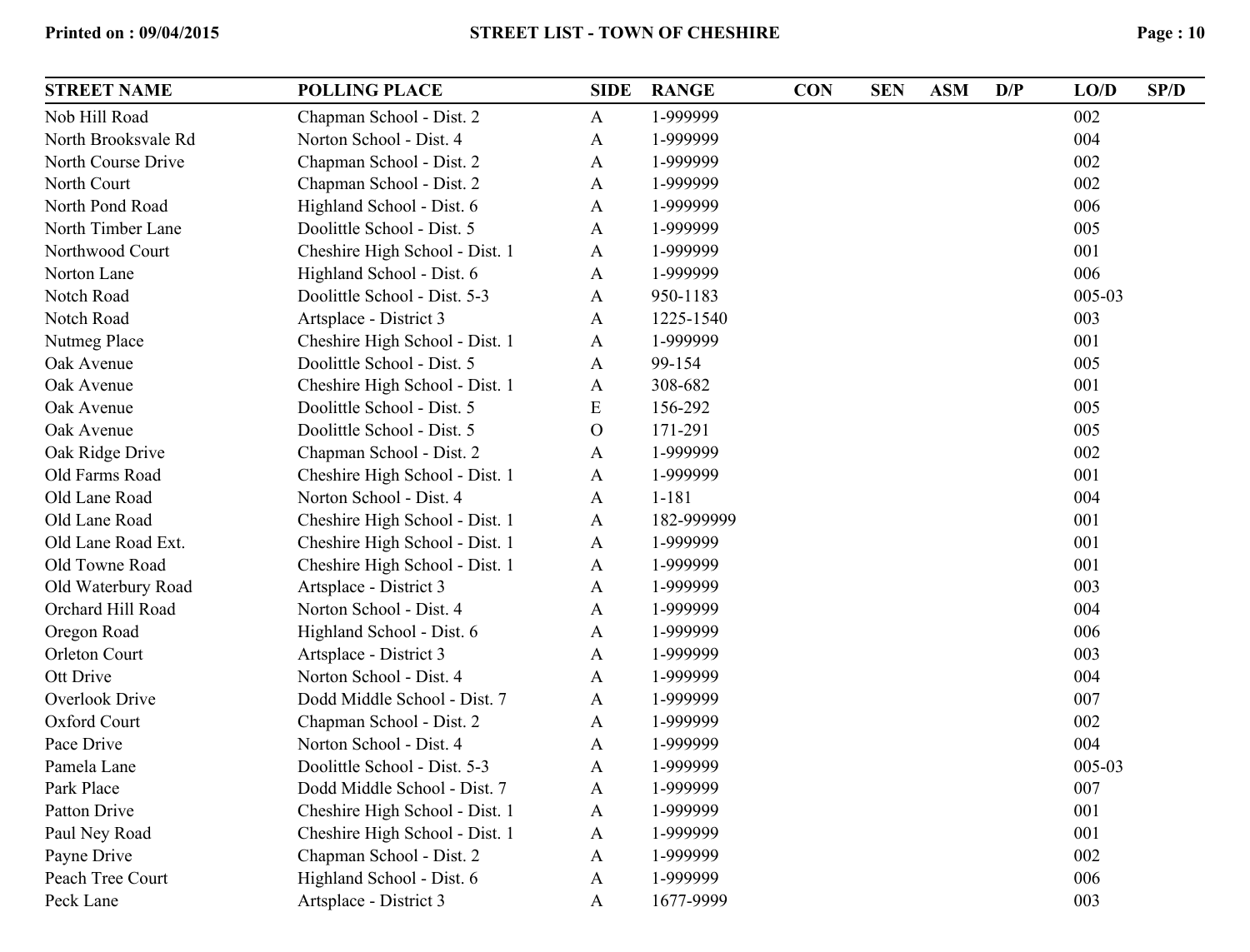| STREET NAME | POLLING PLACE | SIDE | RANGE | CON | SEN | ASM | D/P | LO/D | SP/D |
|---|---|---|---|---|---|---|---|---|---|
| Nob Hill Road | Chapman School - Dist. 2 | A | 1-999999 | | | | | 002 | |
| North Brooksvale Rd | Norton School - Dist. 4 | A | 1-999999 | | | | | 004 | |
| North Course Drive | Chapman School - Dist. 2 | A | 1-999999 | | | | | 002 | |
| North Court | Chapman School - Dist. 2 | A | 1-999999 | | | | | 002 | |
| North Pond Road | Highland School - Dist. 6 | A | 1-999999 | | | | | 006 | |
| North Timber Lane | Doolittle School - Dist. 5 | A | 1-999999 | | | | | 005 | |
| Northwood Court | Cheshire High School - Dist. 1 | A | 1-999999 | | | | | 001 | |
| Norton Lane | Highland School - Dist. 6 | A | 1-999999 | | | | | 006 | |
| Notch Road | Doolittle School - Dist. 5-3 | A | 950-1183 | | | | | 005-03 | |
| Notch Road | Artsplace - District 3 | A | 1225-1540 | | | | | 003 | |
| Nutmeg Place | Cheshire High School - Dist. 1 | A | 1-999999 | | | | | 001 | |
| Oak Avenue | Doolittle School - Dist. 5 | A | 99-154 | | | | | 005 | |
| Oak Avenue | Cheshire High School - Dist. 1 | A | 308-682 | | | | | 001 | |
| Oak Avenue | Doolittle School - Dist. 5 | E | 156-292 | | | | | 005 | |
| Oak Avenue | Doolittle School - Dist. 5 | O | 171-291 | | | | | 005 | |
| Oak Ridge Drive | Chapman School - Dist. 2 | A | 1-999999 | | | | | 002 | |
| Old Farms Road | Cheshire High School - Dist. 1 | A | 1-999999 | | | | | 001 | |
| Old Lane Road | Norton School - Dist. 4 | A | 1-181 | | | | | 004 | |
| Old Lane Road | Cheshire High School - Dist. 1 | A | 182-999999 | | | | | 001 | |
| Old Lane Road Ext. | Cheshire High School - Dist. 1 | A | 1-999999 | | | | | 001 | |
| Old Towne Road | Cheshire High School - Dist. 1 | A | 1-999999 | | | | | 001 | |
| Old Waterbury Road | Artsplace - District 3 | A | 1-999999 | | | | | 003 | |
| Orchard Hill Road | Norton School - Dist. 4 | A | 1-999999 | | | | | 004 | |
| Oregon Road | Highland School - Dist. 6 | A | 1-999999 | | | | | 006 | |
| Orleton Court | Artsplace - District 3 | A | 1-999999 | | | | | 003 | |
| Ott Drive | Norton School - Dist. 4 | A | 1-999999 | | | | | 004 | |
| Overlook Drive | Dodd Middle School - Dist. 7 | A | 1-999999 | | | | | 007 | |
| Oxford Court | Chapman School - Dist. 2 | A | 1-999999 | | | | | 002 | |
| Pace Drive | Norton School - Dist. 4 | A | 1-999999 | | | | | 004 | |
| Pamela Lane | Doolittle School - Dist. 5-3 | A | 1-999999 | | | | | 005-03 | |
| Park Place | Dodd Middle School - Dist. 7 | A | 1-999999 | | | | | 007 | |
| Patton Drive | Cheshire High School - Dist. 1 | A | 1-999999 | | | | | 001 | |
| Paul Ney Road | Cheshire High School - Dist. 1 | A | 1-999999 | | | | | 001 | |
| Payne Drive | Chapman School - Dist. 2 | A | 1-999999 | | | | | 002 | |
| Peach Tree Court | Highland School - Dist. 6 | A | 1-999999 | | | | | 006 | |
| Peck Lane | Artsplace - District 3 | A | 1677-9999 | | | | | 003 | |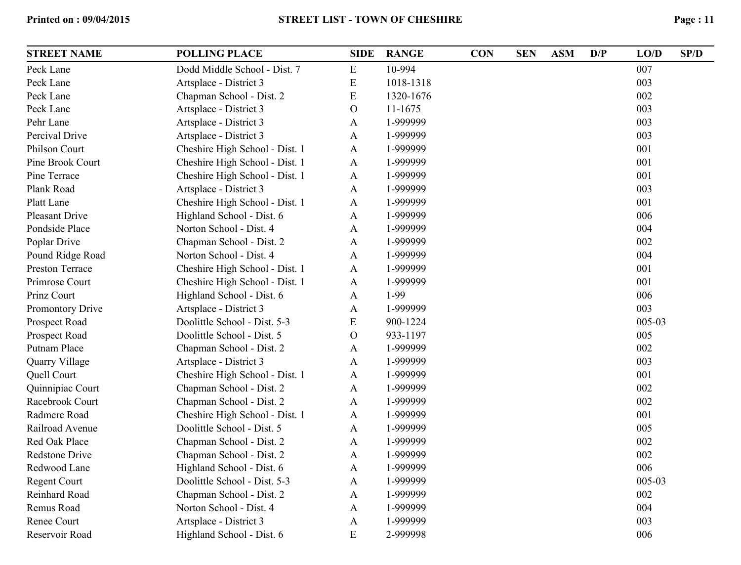| STREET NAME | POLLING PLACE | SIDE | RANGE | CON | SEN | ASM | D/P | LO/D | SP/D |
|---|---|---|---|---|---|---|---|---|---|
| Peck Lane | Dodd Middle School - Dist. 7 | E | 10-994 | | | | | 007 | |
| Peck Lane | Artsplace - District 3 | E | 1018-1318 | | | | | 003 | |
| Peck Lane | Chapman School - Dist. 2 | E | 1320-1676 | | | | | 002 | |
| Peck Lane | Artsplace - District 3 | O | 11-1675 | | | | | 003 | |
| Pehr Lane | Artsplace - District 3 | A | 1-999999 | | | | | 003 | |
| Percival Drive | Artsplace - District 3 | A | 1-999999 | | | | | 003 | |
| Philson Court | Cheshire High School - Dist. 1 | A | 1-999999 | | | | | 001 | |
| Pine Brook Court | Cheshire High School - Dist. 1 | A | 1-999999 | | | | | 001 | |
| Pine Terrace | Cheshire High School - Dist. 1 | A | 1-999999 | | | | | 001 | |
| Plank Road | Artsplace - District 3 | A | 1-999999 | | | | | 003 | |
| Platt Lane | Cheshire High School - Dist. 1 | A | 1-999999 | | | | | 001 | |
| Pleasant Drive | Highland School - Dist. 6 | A | 1-999999 | | | | | 006 | |
| Pondside Place | Norton School - Dist. 4 | A | 1-999999 | | | | | 004 | |
| Poplar Drive | Chapman School - Dist. 2 | A | 1-999999 | | | | | 002 | |
| Pound Ridge Road | Norton School - Dist. 4 | A | 1-999999 | | | | | 004 | |
| Preston Terrace | Cheshire High School - Dist. 1 | A | 1-999999 | | | | | 001 | |
| Primrose Court | Cheshire High School - Dist. 1 | A | 1-999999 | | | | | 001 | |
| Prinz Court | Highland School - Dist. 6 | A | 1-99 | | | | | 006 | |
| Promontory Drive | Artsplace - District 3 | A | 1-999999 | | | | | 003 | |
| Prospect Road | Doolittle School - Dist. 5-3 | E | 900-1224 | | | | | 005-03 | |
| Prospect Road | Doolittle School - Dist. 5 | O | 933-1197 | | | | | 005 | |
| Putnam Place | Chapman School - Dist. 2 | A | 1-999999 | | | | | 002 | |
| Quarry Village | Artsplace - District 3 | A | 1-999999 | | | | | 003 | |
| Quell Court | Cheshire High School - Dist. 1 | A | 1-999999 | | | | | 001 | |
| Quinnipiac Court | Chapman School - Dist. 2 | A | 1-999999 | | | | | 002 | |
| Racebrook Court | Chapman School - Dist. 2 | A | 1-999999 | | | | | 002 | |
| Radmere Road | Cheshire High School - Dist. 1 | A | 1-999999 | | | | | 001 | |
| Railroad Avenue | Doolittle School - Dist. 5 | A | 1-999999 | | | | | 005 | |
| Red Oak Place | Chapman School - Dist. 2 | A | 1-999999 | | | | | 002 | |
| Redstone Drive | Chapman School - Dist. 2 | A | 1-999999 | | | | | 002 | |
| Redwood Lane | Highland School - Dist. 6 | A | 1-999999 | | | | | 006 | |
| Regent Court | Doolittle School - Dist. 5-3 | A | 1-999999 | | | | | 005-03 | |
| Reinhard Road | Chapman School - Dist. 2 | A | 1-999999 | | | | | 002 | |
| Remus Road | Norton School - Dist. 4 | A | 1-999999 | | | | | 004 | |
| Renee Court | Artsplace - District 3 | A | 1-999999 | | | | | 003 | |
| Reservoir Road | Highland School - Dist. 6 | E | 2-999998 | | | | | 006 | |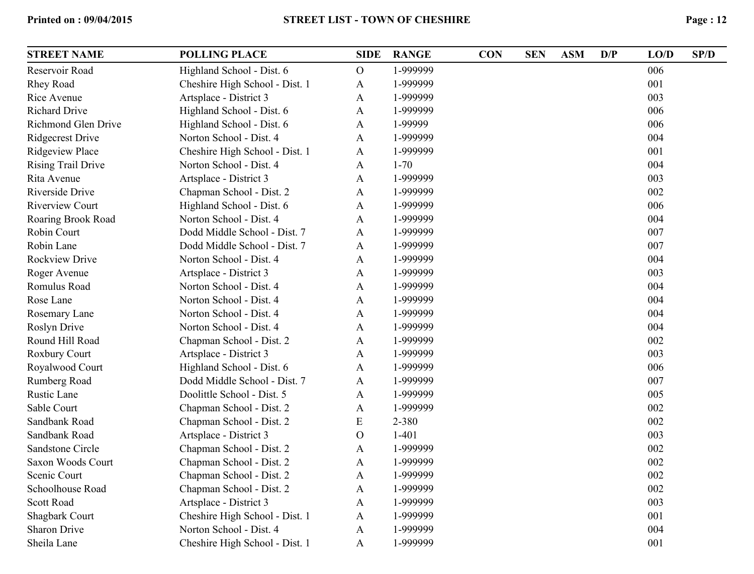| STREET NAME | POLLING PLACE | SIDE | RANGE | CON | SEN | ASM | D/P | LO/D | SP/D |
|---|---|---|---|---|---|---|---|---|---|
| Reservoir Road | Highland School - Dist. 6 | O | 1-999999 | | | | | 006 | |
| Rhey Road | Cheshire High School - Dist. 1 | A | 1-999999 | | | | | 001 | |
| Rice Avenue | Artsplace - District 3 | A | 1-999999 | | | | | 003 | |
| Richard Drive | Highland School - Dist. 6 | A | 1-999999 | | | | | 006 | |
| Richmond Glen Drive | Highland School - Dist. 6 | A | 1-99999 | | | | | 006 | |
| Ridgecrest Drive | Norton School - Dist. 4 | A | 1-999999 | | | | | 004 | |
| Ridgeview Place | Cheshire High School - Dist. 1 | A | 1-999999 | | | | | 001 | |
| Rising Trail Drive | Norton School - Dist. 4 | A | 1-70 | | | | | 004 | |
| Rita Avenue | Artsplace - District 3 | A | 1-999999 | | | | | 003 | |
| Riverside Drive | Chapman School - Dist. 2 | A | 1-999999 | | | | | 002 | |
| Riverview Court | Highland School - Dist. 6 | A | 1-999999 | | | | | 006 | |
| Roaring Brook Road | Norton School - Dist. 4 | A | 1-999999 | | | | | 004 | |
| Robin Court | Dodd Middle School - Dist. 7 | A | 1-999999 | | | | | 007 | |
| Robin Lane | Dodd Middle School - Dist. 7 | A | 1-999999 | | | | | 007 | |
| Rockview Drive | Norton School - Dist. 4 | A | 1-999999 | | | | | 004 | |
| Roger Avenue | Artsplace - District 3 | A | 1-999999 | | | | | 003 | |
| Romulus Road | Norton School - Dist. 4 | A | 1-999999 | | | | | 004 | |
| Rose Lane | Norton School - Dist. 4 | A | 1-999999 | | | | | 004 | |
| Rosemary Lane | Norton School - Dist. 4 | A | 1-999999 | | | | | 004 | |
| Roslyn Drive | Norton School - Dist. 4 | A | 1-999999 | | | | | 004 | |
| Round Hill Road | Chapman School - Dist. 2 | A | 1-999999 | | | | | 002 | |
| Roxbury Court | Artsplace - District 3 | A | 1-999999 | | | | | 003 | |
| Royalwood Court | Highland School - Dist. 6 | A | 1-999999 | | | | | 006 | |
| Rumberg Road | Dodd Middle School - Dist. 7 | A | 1-999999 | | | | | 007 | |
| Rustic Lane | Doolittle School - Dist. 5 | A | 1-999999 | | | | | 005 | |
| Sable Court | Chapman School - Dist. 2 | A | 1-999999 | | | | | 002 | |
| Sandbank Road | Chapman School - Dist. 2 | E | 2-380 | | | | | 002 | |
| Sandbank Road | Artsplace - District 3 | O | 1-401 | | | | | 003 | |
| Sandstone Circle | Chapman School - Dist. 2 | A | 1-999999 | | | | | 002 | |
| Saxon Woods Court | Chapman School - Dist. 2 | A | 1-999999 | | | | | 002 | |
| Scenic Court | Chapman School - Dist. 2 | A | 1-999999 | | | | | 002 | |
| Schoolhouse Road | Chapman School - Dist. 2 | A | 1-999999 | | | | | 002 | |
| Scott Road | Artsplace - District 3 | A | 1-999999 | | | | | 003 | |
| Shagbark Court | Cheshire High School - Dist. 1 | A | 1-999999 | | | | | 001 | |
| Sharon Drive | Norton School - Dist. 4 | A | 1-999999 | | | | | 004 | |
| Sheila Lane | Cheshire High School - Dist. 1 | A | 1-999999 | | | | | 001 | |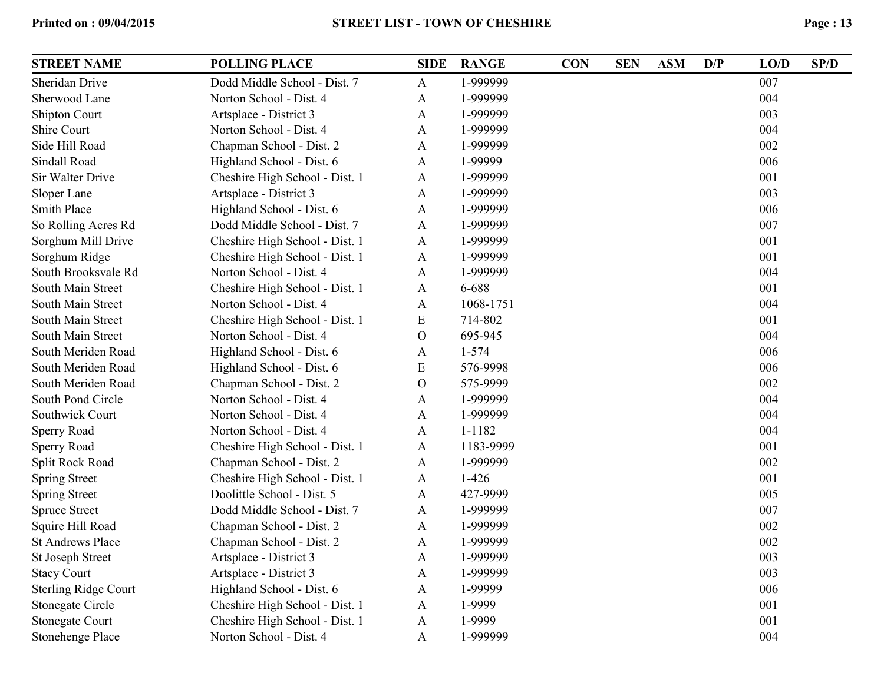| STREET NAME | POLLING PLACE | SIDE | RANGE | CON | SEN | ASM | D/P | LO/D | SP/D |
|---|---|---|---|---|---|---|---|---|---|
| Sheridan Drive | Dodd Middle School - Dist. 7 | A | 1-999999 | | | | | 007 | |
| Sherwood Lane | Norton School - Dist. 4 | A | 1-999999 | | | | | 004 | |
| Shipton Court | Artsplace - District 3 | A | 1-999999 | | | | | 003 | |
| Shire Court | Norton School - Dist. 4 | A | 1-999999 | | | | | 004 | |
| Side Hill Road | Chapman School - Dist. 2 | A | 1-999999 | | | | | 002 | |
| Sindall Road | Highland School - Dist. 6 | A | 1-99999 | | | | | 006 | |
| Sir Walter Drive | Cheshire High School - Dist. 1 | A | 1-999999 | | | | | 001 | |
| Sloper Lane | Artsplace - District 3 | A | 1-999999 | | | | | 003 | |
| Smith Place | Highland School - Dist. 6 | A | 1-999999 | | | | | 006 | |
| So Rolling Acres Rd | Dodd Middle School - Dist. 7 | A | 1-999999 | | | | | 007 | |
| Sorghum Mill Drive | Cheshire High School - Dist. 1 | A | 1-999999 | | | | | 001 | |
| Sorghum Ridge | Cheshire High School - Dist. 1 | A | 1-999999 | | | | | 001 | |
| South Brooksvale Rd | Norton School - Dist. 4 | A | 1-999999 | | | | | 004 | |
| South Main Street | Cheshire High School - Dist. 1 | A | 6-688 | | | | | 001 | |
| South Main Street | Norton School - Dist. 4 | A | 1068-1751 | | | | | 004 | |
| South Main Street | Cheshire High School - Dist. 1 | E | 714-802 | | | | | 001 | |
| South Main Street | Norton School - Dist. 4 | O | 695-945 | | | | | 004 | |
| South Meriden Road | Highland School - Dist. 6 | A | 1-574 | | | | | 006 | |
| South Meriden Road | Highland School - Dist. 6 | E | 576-9998 | | | | | 006 | |
| South Meriden Road | Chapman School - Dist. 2 | O | 575-9999 | | | | | 002 | |
| South Pond Circle | Norton School - Dist. 4 | A | 1-999999 | | | | | 004 | |
| Southwick Court | Norton School - Dist. 4 | A | 1-999999 | | | | | 004 | |
| Sperry Road | Norton School - Dist. 4 | A | 1-1182 | | | | | 004 | |
| Sperry Road | Cheshire High School - Dist. 1 | A | 1183-9999 | | | | | 001 | |
| Split Rock Road | Chapman School - Dist. 2 | A | 1-999999 | | | | | 002 | |
| Spring Street | Cheshire High School - Dist. 1 | A | 1-426 | | | | | 001 | |
| Spring Street | Doolittle School - Dist. 5 | A | 427-9999 | | | | | 005 | |
| Spruce Street | Dodd Middle School - Dist. 7 | A | 1-999999 | | | | | 007 | |
| Squire Hill Road | Chapman School - Dist. 2 | A | 1-999999 | | | | | 002 | |
| St Andrews Place | Chapman School - Dist. 2 | A | 1-999999 | | | | | 002 | |
| St Joseph Street | Artsplace - District 3 | A | 1-999999 | | | | | 003 | |
| Stacy Court | Artsplace - District 3 | A | 1-999999 | | | | | 003 | |
| Sterling Ridge Court | Highland School - Dist. 6 | A | 1-99999 | | | | | 006 | |
| Stonegate Circle | Cheshire High School - Dist. 1 | A | 1-9999 | | | | | 001 | |
| Stonegate Court | Cheshire High School - Dist. 1 | A | 1-9999 | | | | | 001 | |
| Stonehenge Place | Norton School - Dist. 4 | A | 1-999999 | | | | | 004 | |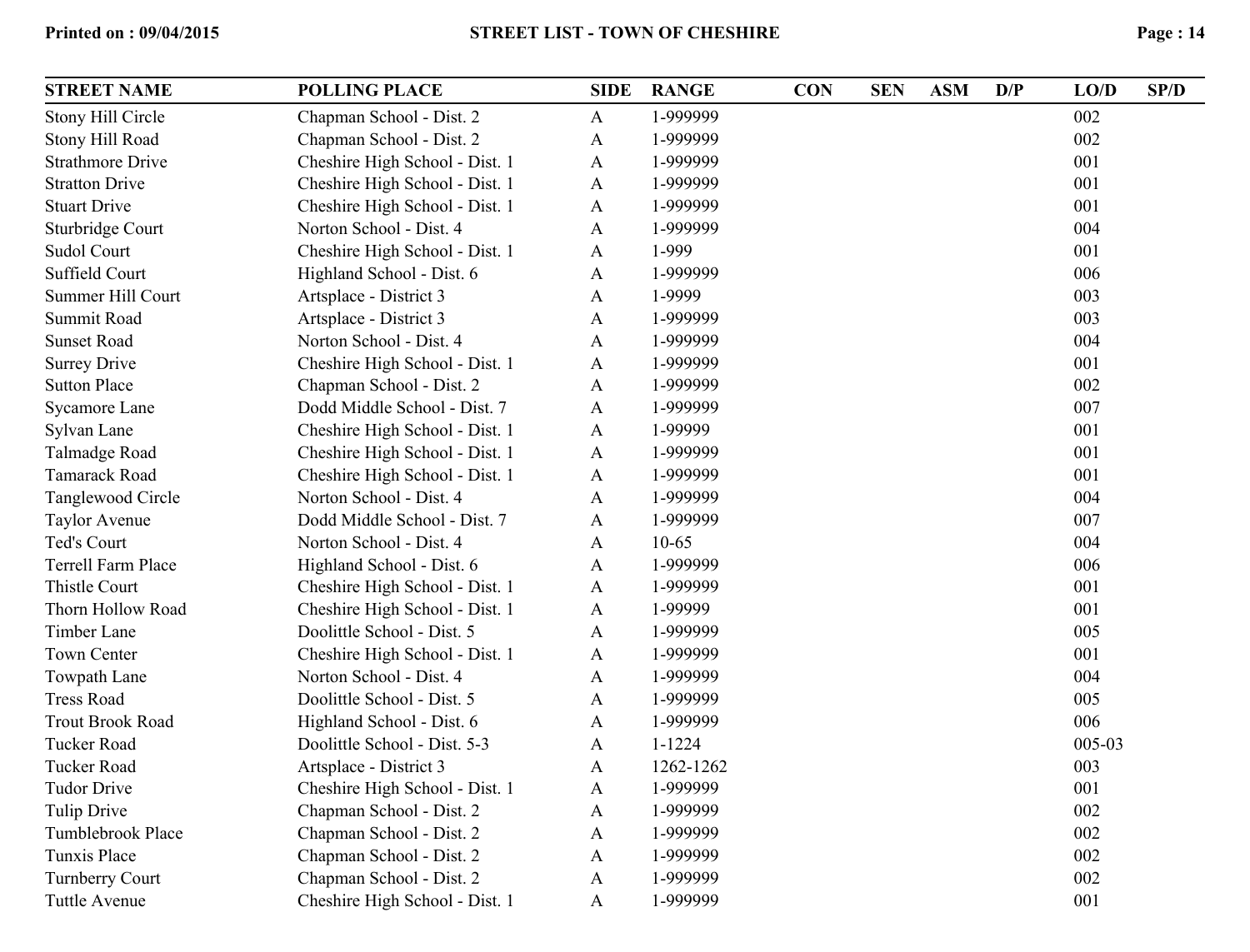| STREET NAME | POLLING PLACE | SIDE | RANGE | CON | SEN | ASM | D/P | LO/D | SP/D |
|---|---|---|---|---|---|---|---|---|---|
| Stony Hill Circle | Chapman School - Dist. 2 | A | 1-999999 | | | | | 002 | |
| Stony Hill Road | Chapman School - Dist. 2 | A | 1-999999 | | | | | 002 | |
| Strathmore Drive | Cheshire High School - Dist. 1 | A | 1-999999 | | | | | 001 | |
| Stratton Drive | Cheshire High School - Dist. 1 | A | 1-999999 | | | | | 001 | |
| Stuart Drive | Cheshire High School - Dist. 1 | A | 1-999999 | | | | | 001 | |
| Sturbridge Court | Norton School - Dist. 4 | A | 1-999999 | | | | | 004 | |
| Sudol Court | Cheshire High School - Dist. 1 | A | 1-999 | | | | | 001 | |
| Suffield Court | Highland School - Dist. 6 | A | 1-999999 | | | | | 006 | |
| Summer Hill Court | Artsplace - District 3 | A | 1-9999 | | | | | 003 | |
| Summit Road | Artsplace - District 3 | A | 1-999999 | | | | | 003 | |
| Sunset Road | Norton School - Dist. 4 | A | 1-999999 | | | | | 004 | |
| Surrey Drive | Cheshire High School - Dist. 1 | A | 1-999999 | | | | | 001 | |
| Sutton Place | Chapman School - Dist. 2 | A | 1-999999 | | | | | 002 | |
| Sycamore Lane | Dodd Middle School - Dist. 7 | A | 1-999999 | | | | | 007 | |
| Sylvan Lane | Cheshire High School - Dist. 1 | A | 1-99999 | | | | | 001 | |
| Talmadge Road | Cheshire High School - Dist. 1 | A | 1-999999 | | | | | 001 | |
| Tamarack Road | Cheshire High School - Dist. 1 | A | 1-999999 | | | | | 001 | |
| Tanglewood Circle | Norton School - Dist. 4 | A | 1-999999 | | | | | 004 | |
| Taylor Avenue | Dodd Middle School - Dist. 7 | A | 1-999999 | | | | | 007 | |
| Ted's Court | Norton School - Dist. 4 | A | 10-65 | | | | | 004 | |
| Terrell Farm Place | Highland School - Dist. 6 | A | 1-999999 | | | | | 006 | |
| Thistle Court | Cheshire High School - Dist. 1 | A | 1-999999 | | | | | 001 | |
| Thorn Hollow Road | Cheshire High School - Dist. 1 | A | 1-99999 | | | | | 001 | |
| Timber Lane | Doolittle School - Dist. 5 | A | 1-999999 | | | | | 005 | |
| Town Center | Cheshire High School - Dist. 1 | A | 1-999999 | | | | | 001 | |
| Towpath Lane | Norton School - Dist. 4 | A | 1-999999 | | | | | 004 | |
| Tress Road | Doolittle School - Dist. 5 | A | 1-999999 | | | | | 005 | |
| Trout Brook Road | Highland School - Dist. 6 | A | 1-999999 | | | | | 006 | |
| Tucker Road | Doolittle School - Dist. 5-3 | A | 1-1224 | | | | | 005-03 | |
| Tucker Road | Artsplace - District 3 | A | 1262-1262 | | | | | 003 | |
| Tudor Drive | Cheshire High School - Dist. 1 | A | 1-999999 | | | | | 001 | |
| Tulip Drive | Chapman School - Dist. 2 | A | 1-999999 | | | | | 002 | |
| Tumblebrook Place | Chapman School - Dist. 2 | A | 1-999999 | | | | | 002 | |
| Tunxis Place | Chapman School - Dist. 2 | A | 1-999999 | | | | | 002 | |
| Turnberry Court | Chapman School - Dist. 2 | A | 1-999999 | | | | | 002 | |
| Tuttle Avenue | Cheshire High School - Dist. 1 | A | 1-999999 | | | | | 001 | |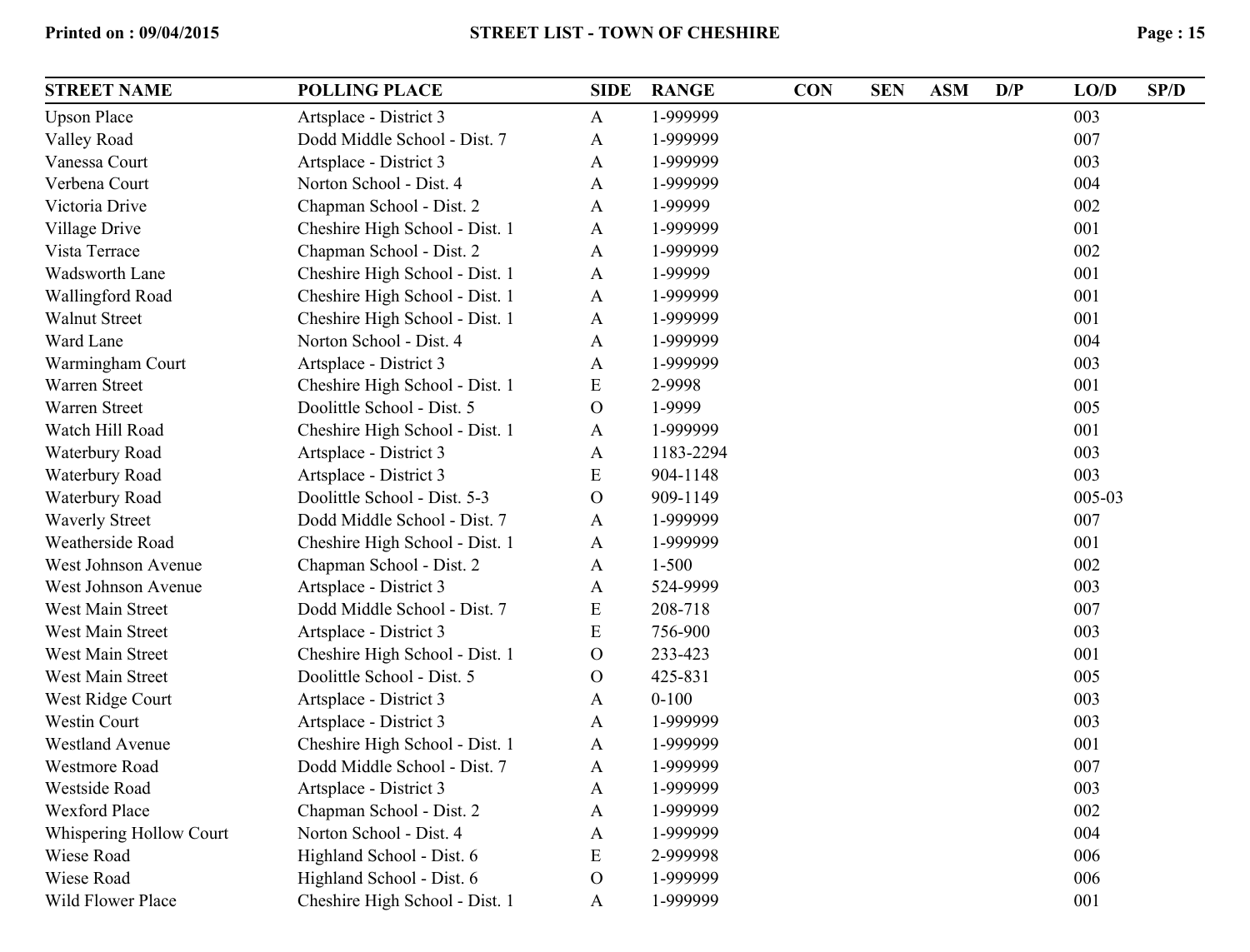| STREET NAME | POLLING PLACE | SIDE | RANGE | CON | SEN | ASM | D/P | LO/D | SP/D |
|---|---|---|---|---|---|---|---|---|---|
| Upson Place | Artsplace - District 3 | A | 1-999999 | | | | | 003 | |
| Valley Road | Dodd Middle School - Dist. 7 | A | 1-999999 | | | | | 007 | |
| Vanessa Court | Artsplace - District 3 | A | 1-999999 | | | | | 003 | |
| Verbena Court | Norton School - Dist. 4 | A | 1-999999 | | | | | 004 | |
| Victoria Drive | Chapman School - Dist. 2 | A | 1-99999 | | | | | 002 | |
| Village Drive | Cheshire High School - Dist. 1 | A | 1-999999 | | | | | 001 | |
| Vista Terrace | Chapman School - Dist. 2 | A | 1-999999 | | | | | 002 | |
| Wadsworth Lane | Cheshire High School - Dist. 1 | A | 1-99999 | | | | | 001 | |
| Wallingford Road | Cheshire High School - Dist. 1 | A | 1-999999 | | | | | 001 | |
| Walnut Street | Cheshire High School - Dist. 1 | A | 1-999999 | | | | | 001 | |
| Ward Lane | Norton School - Dist. 4 | A | 1-999999 | | | | | 004 | |
| Warmingham Court | Artsplace - District 3 | A | 1-999999 | | | | | 003 | |
| Warren Street | Cheshire High School - Dist. 1 | E | 2-9998 | | | | | 001 | |
| Warren Street | Doolittle School - Dist. 5 | O | 1-9999 | | | | | 005 | |
| Watch Hill Road | Cheshire High School - Dist. 1 | A | 1-999999 | | | | | 001 | |
| Waterbury Road | Artsplace - District 3 | A | 1183-2294 | | | | | 003 | |
| Waterbury Road | Artsplace - District 3 | E | 904-1148 | | | | | 003 | |
| Waterbury Road | Doolittle School - Dist. 5-3 | O | 909-1149 | | | | | 005-03 | |
| Waverly Street | Dodd Middle School - Dist. 7 | A | 1-999999 | | | | | 007 | |
| Weatherside Road | Cheshire High School - Dist. 1 | A | 1-999999 | | | | | 001 | |
| West Johnson Avenue | Chapman School - Dist. 2 | A | 1-500 | | | | | 002 | |
| West Johnson Avenue | Artsplace - District 3 | A | 524-9999 | | | | | 003 | |
| West Main Street | Dodd Middle School - Dist. 7 | E | 208-718 | | | | | 007 | |
| West Main Street | Artsplace - District 3 | E | 756-900 | | | | | 003 | |
| West Main Street | Cheshire High School - Dist. 1 | O | 233-423 | | | | | 001 | |
| West Main Street | Doolittle School - Dist. 5 | O | 425-831 | | | | | 005 | |
| West Ridge Court | Artsplace - District 3 | A | 0-100 | | | | | 003 | |
| Westin Court | Artsplace - District 3 | A | 1-999999 | | | | | 003 | |
| Westland Avenue | Cheshire High School - Dist. 1 | A | 1-999999 | | | | | 001 | |
| Westmore Road | Dodd Middle School - Dist. 7 | A | 1-999999 | | | | | 007 | |
| Westside Road | Artsplace - District 3 | A | 1-999999 | | | | | 003 | |
| Wexford Place | Chapman School - Dist. 2 | A | 1-999999 | | | | | 002 | |
| Whispering Hollow Court | Norton School - Dist. 4 | A | 1-999999 | | | | | 004 | |
| Wiese Road | Highland School - Dist. 6 | E | 2-999998 | | | | | 006 | |
| Wiese Road | Highland School - Dist. 6 | O | 1-999999 | | | | | 006 | |
| Wild Flower Place | Cheshire High School - Dist. 1 | A | 1-999999 | | | | | 001 | |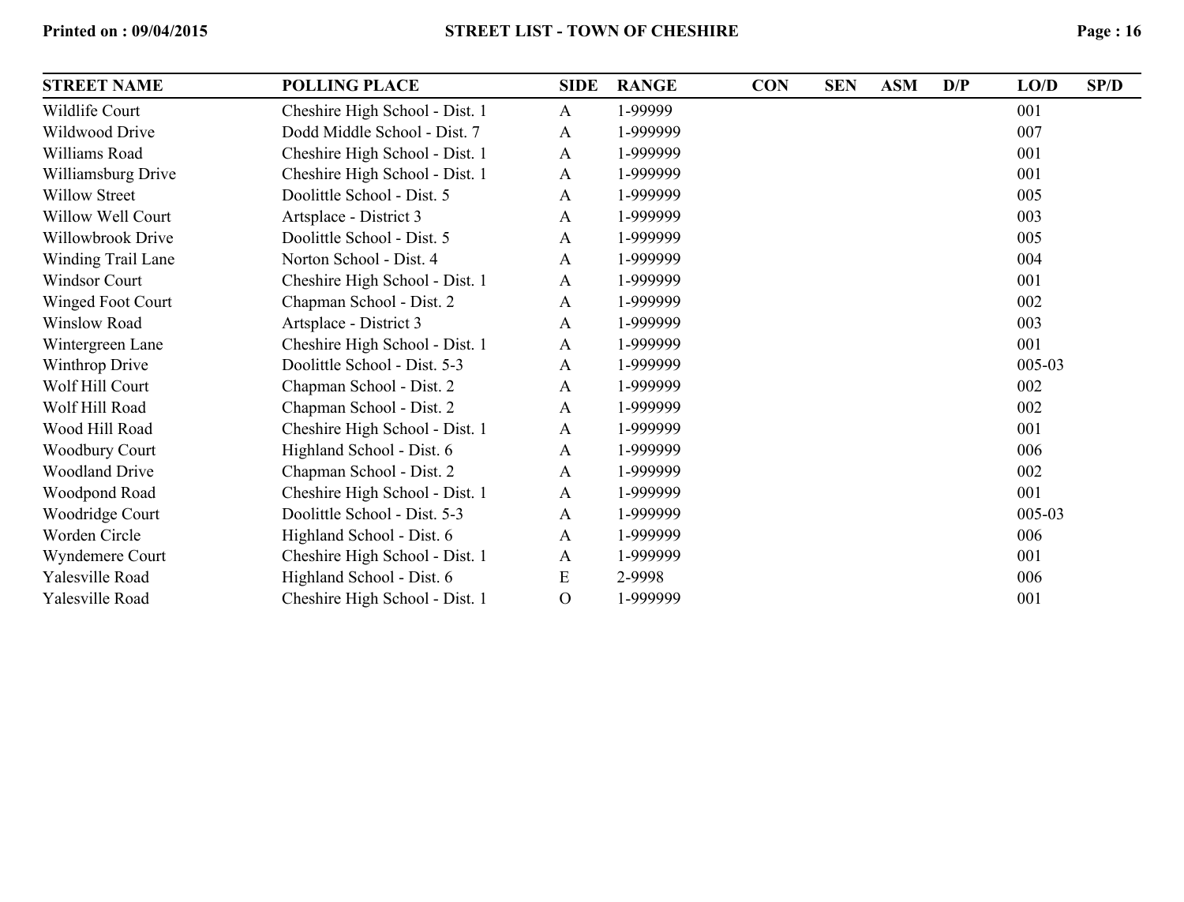| STREET NAME | POLLING PLACE | SIDE | RANGE | CON | SEN | ASM | D/P | LO/D | SP/D |
|---|---|---|---|---|---|---|---|---|---|
| Wildlife Court | Cheshire High School - Dist. 1 | A | 1-99999 | | | | | 001 | |
| Wildwood Drive | Dodd Middle School - Dist. 7 | A | 1-999999 | | | | | 007 | |
| Williams Road | Cheshire High School - Dist. 1 | A | 1-999999 | | | | | 001 | |
| Williamsburg Drive | Cheshire High School - Dist. 1 | A | 1-999999 | | | | | 001 | |
| Willow Street | Doolittle School - Dist. 5 | A | 1-999999 | | | | | 005 | |
| Willow Well Court | Artsplace - District 3 | A | 1-999999 | | | | | 003 | |
| Willowbrook Drive | Doolittle School - Dist. 5 | A | 1-999999 | | | | | 005 | |
| Winding Trail Lane | Norton School - Dist. 4 | A | 1-999999 | | | | | 004 | |
| Windsor Court | Cheshire High School - Dist. 1 | A | 1-999999 | | | | | 001 | |
| Winged Foot Court | Chapman School - Dist. 2 | A | 1-999999 | | | | | 002 | |
| Winslow Road | Artsplace - District 3 | A | 1-999999 | | | | | 003 | |
| Wintergreen Lane | Cheshire High School - Dist. 1 | A | 1-999999 | | | | | 001 | |
| Winthrop Drive | Doolittle School - Dist. 5-3 | A | 1-999999 | | | | | 005-03 | |
| Wolf Hill Court | Chapman School - Dist. 2 | A | 1-999999 | | | | | 002 | |
| Wolf Hill Road | Chapman School - Dist. 2 | A | 1-999999 | | | | | 002 | |
| Wood Hill Road | Cheshire High School - Dist. 1 | A | 1-999999 | | | | | 001 | |
| Woodbury Court | Highland School - Dist. 6 | A | 1-999999 | | | | | 006 | |
| Woodland Drive | Chapman School - Dist. 2 | A | 1-999999 | | | | | 002 | |
| Woodpond Road | Cheshire High School - Dist. 1 | A | 1-999999 | | | | | 001 | |
| Woodridge Court | Doolittle School - Dist. 5-3 | A | 1-999999 | | | | | 005-03 | |
| Worden Circle | Highland School - Dist. 6 | A | 1-999999 | | | | | 006 | |
| Wyndemere Court | Cheshire High School - Dist. 1 | A | 1-999999 | | | | | 001 | |
| Yalesville Road | Highland School - Dist. 6 | E | 2-9998 | | | | | 006 | |
| Yalesville Road | Cheshire High School - Dist. 1 | O | 1-999999 | | | | | 001 | |